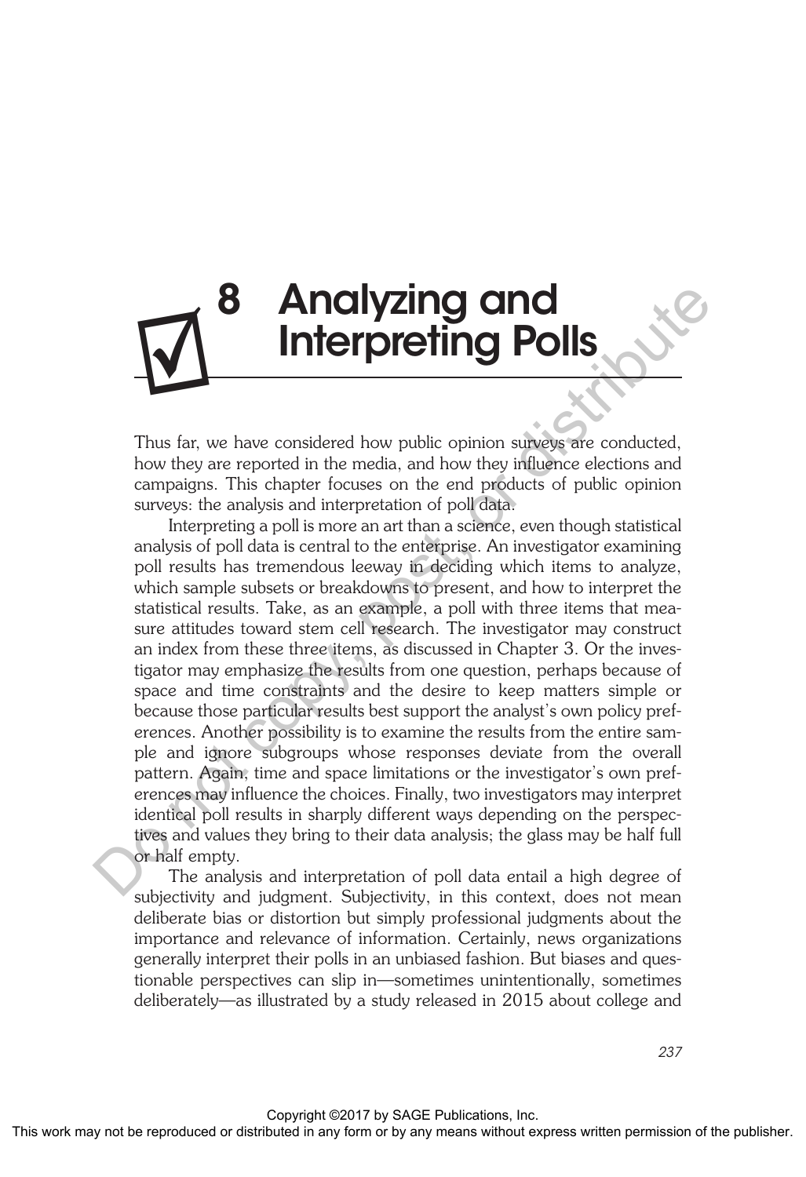# 8 Analyzing and Interpreting Polls

Thus far, we have considered how public opinion surveys are conducted, how they are reported in the media, and how they influence elections and campaigns. This chapter focuses on the end products of public opinion surveys: the analysis and interpretation of poll data.

Interpreting a poll is more an art than a science, even though statistical analysis of poll data is central to the enterprise. An investigator examining poll results has tremendous leeway in deciding which items to analyze, which sample subsets or breakdowns to present, and how to interpret the statistical results. Take, as an example, a poll with three items that measure attitudes toward stem cell research. The investigator may construct an index from these three items, as discussed in Chapter 3. Or the investigator may emphasize the results from one question, perhaps because of space and time constraints and the desire to keep matters simple or because those particular results best support the analyst's own policy preferences. Another possibility is to examine the results from the entire sample and ignore subgroups whose responses deviate from the overall pattern. Again, time and space limitations or the investigator's own preferences may influence the choices. Finally, two investigators may interpret identical poll results in sharply different ways depending on the perspectives and values they bring to their data analysis; the glass may be half full or half empty.

The analysis and interpretation of poll data entail a high degree of subjectivity and judgment. Subjectivity, in this context, does not mean deliberate bias or distortion but simply professional judgments about the importance and relevance of information. Certainly, news organizations generally interpret their polls in an unbiased fashion. But biases and questionable perspectives can slip in—sometimes unintentionally, sometimes deliberately—as illustrated by a study released in 2015 about college and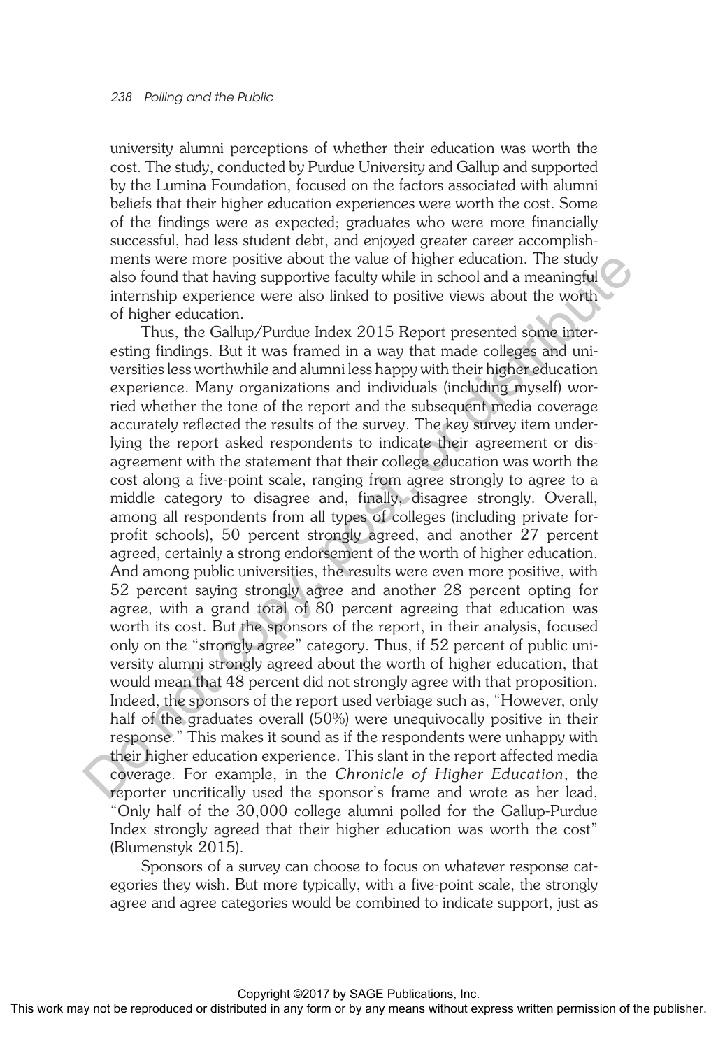university alumni perceptions of whether their education was worth the cost. The study, conducted by Purdue University and Gallup and supported by the Lumina Foundation, focused on the factors associated with alumni beliefs that their higher education experiences were worth the cost. Some of the findings were as expected; graduates who were more financially successful, had less student debt, and enjoyed greater career accomplishments were more positive about the value of higher education. The study also found that having supportive faculty while in school and a meaningful internship experience were also linked to positive views about the worth of higher education.

Thus, the Gallup/Purdue Index 2015 Report presented some interesting findings. But it was framed in a way that made colleges and universities less worthwhile and alumni less happy with their higher education experience. Many organizations and individuals (including myself) worried whether the tone of the report and the subsequent media coverage accurately reflected the results of the survey. The key survey item underlying the report asked respondents to indicate their agreement or disagreement with the statement that their college education was worth the cost along a five-point scale, ranging from agree strongly to agree to a middle category to disagree and, finally, disagree strongly. Overall, among all respondents from all types of colleges (including private for-profit schools), 50 percent strongly agreed, and another 27 percent agreed, certainly a strong endorsement of the worth of higher education. And among public universities, the results were even more positive, with 52 percent saying strongly agree and another 28 percent opting for agree, with a grand total of 80 percent agreeing that education was worth its cost. But the sponsors of the report, in their analysis, focused only on the "strongly agree" category. Thus, if 52 percent of public university alumni strongly agreed about the worth of higher education, that would mean that 48 percent did not strongly agree with that proposition. Indeed, the sponsors of the report used verbiage such as, "However, only half of the graduates overall (50%) were unequivocally positive in their response." This makes it sound as if the respondents were unhappy with their higher education experience. This slant in the report affected media coverage. For example, in the *Chronicle of Higher Education*, the reporter uncritically used the sponsor's frame and wrote as her lead, "Only half of the 30,000 college alumni polled for the Gallup-Purdue Index strongly agreed that their higher education was worth the cost" (Blumenstyk 2015).

Sponsors of a survey can choose to focus on whatever response categories they wish. But more typically, with a five-point scale, the strongly agree and agree categories would be combined to indicate support, just as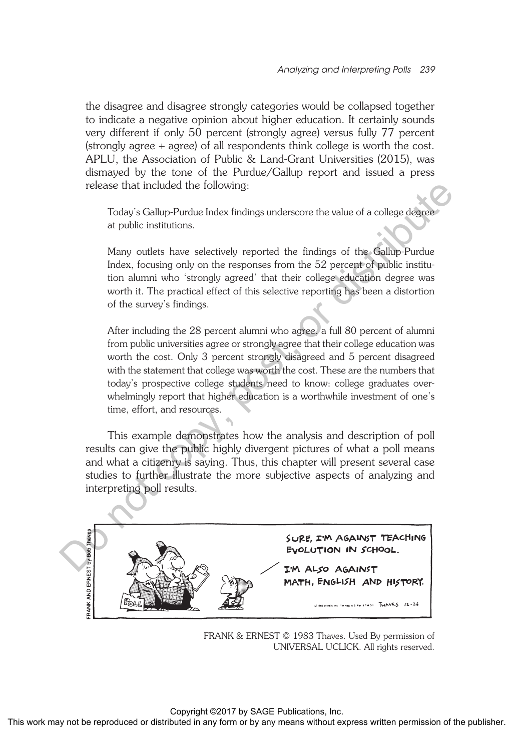the disagree and disagree strongly categories would be collapsed together to indicate a negative opinion about higher education. It certainly sounds very different if only 50 percent (strongly agree) versus fully 77 percent (strongly agree + agree) of all respondents think college is worth the cost. APLU, the Association of Public & Land-Grant Universities (2015), was dismayed by the tone of the Purdue/Gallup report and issued a press release that included the following:

> Today's Gallup-Purdue Index findings underscore the value of a college degree at public institutions.
>
> Many outlets have selectively reported the findings of the Gallup-Purdue Index, focusing only on the responses from the 52 percent of public institution alumni who 'strongly agreed' that their college education degree was worth it. The practical effect of this selective reporting has been a distortion of the survey's findings.
>
> After including the 28 percent alumni who agree, a full 80 percent of alumni from public universities agree or strongly agree that their college education was worth the cost. Only 3 percent strongly disagreed and 5 percent disagreed with the statement that college was worth the cost. These are the numbers that today's prospective college students need to know: college graduates overwhelmingly report that higher education is a worthwhile investment of one's time, effort, and resources.

This example demonstrates how the analysis and description of poll results can give the public highly divergent pictures of what a poll means and what a citizenry is saying. Thus, this chapter will present several case studies to further illustrate the more subjective aspects of analyzing and interpreting poll results.

FRANK & ERNEST © 1983 Thaves. Used By permission of UNIVERSAL UCLICK. All rights reserved.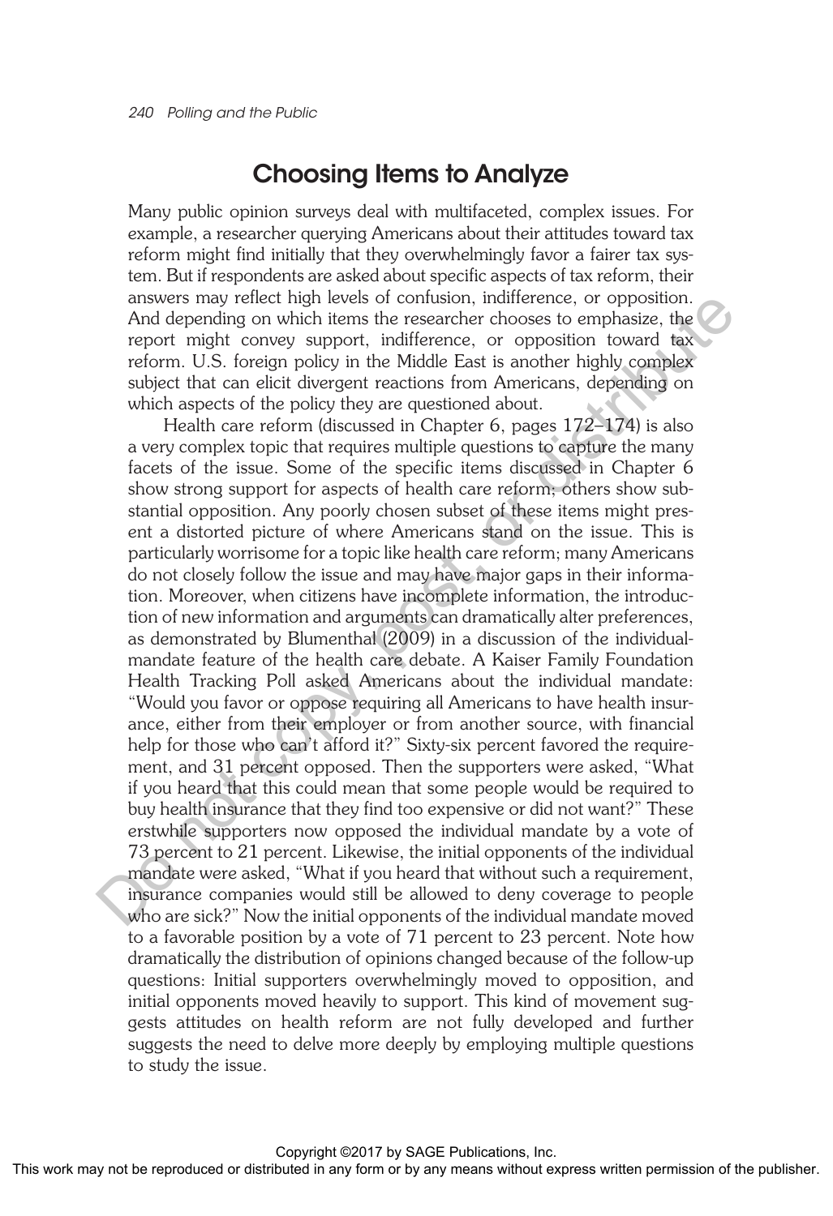## Choosing Items to Analyze

Many public opinion surveys deal with multifaceted, complex issues. For example, a researcher querying Americans about their attitudes toward tax reform might find initially that they overwhelmingly favor a fairer tax system. But if respondents are asked about specific aspects of tax reform, their answers may reflect high levels of confusion, indifference, or opposition. And depending on which items the researcher chooses to emphasize, the report might convey support, indifference, or opposition toward tax reform. U.S. foreign policy in the Middle East is another highly complex subject that can elicit divergent reactions from Americans, depending on which aspects of the policy they are questioned about.

Health care reform (discussed in Chapter 6, pages 172–174) is also a very complex topic that requires multiple questions to capture the many facets of the issue. Some of the specific items discussed in Chapter 6 show strong support for aspects of health care reform; others show substantial opposition. Any poorly chosen subset of these items might present a distorted picture of where Americans stand on the issue. This is particularly worrisome for a topic like health care reform; many Americans do not closely follow the issue and may have major gaps in their information. Moreover, when citizens have incomplete information, the introduction of new information and arguments can dramatically alter preferences, as demonstrated by Blumenthal (2009) in a discussion of the individual-mandate feature of the health care debate. A Kaiser Family Foundation Health Tracking Poll asked Americans about the individual mandate: "Would you favor or oppose requiring all Americans to have health insurance, either from their employer or from another source, with financial help for those who can't afford it?" Sixty-six percent favored the requirement, and 31 percent opposed. Then the supporters were asked, "What if you heard that this could mean that some people would be required to buy health insurance that they find too expensive or did not want?" These erstwhile supporters now opposed the individual mandate by a vote of 73 percent to 21 percent. Likewise, the initial opponents of the individual mandate were asked, "What if you heard that without such a requirement, insurance companies would still be allowed to deny coverage to people who are sick?" Now the initial opponents of the individual mandate moved to a favorable position by a vote of 71 percent to 23 percent. Note how dramatically the distribution of opinions changed because of the follow-up questions: Initial supporters overwhelmingly moved to opposition, and initial opponents moved heavily to support. This kind of movement suggests attitudes on health reform are not fully developed and further suggests the need to delve more deeply by employing multiple questions to study the issue.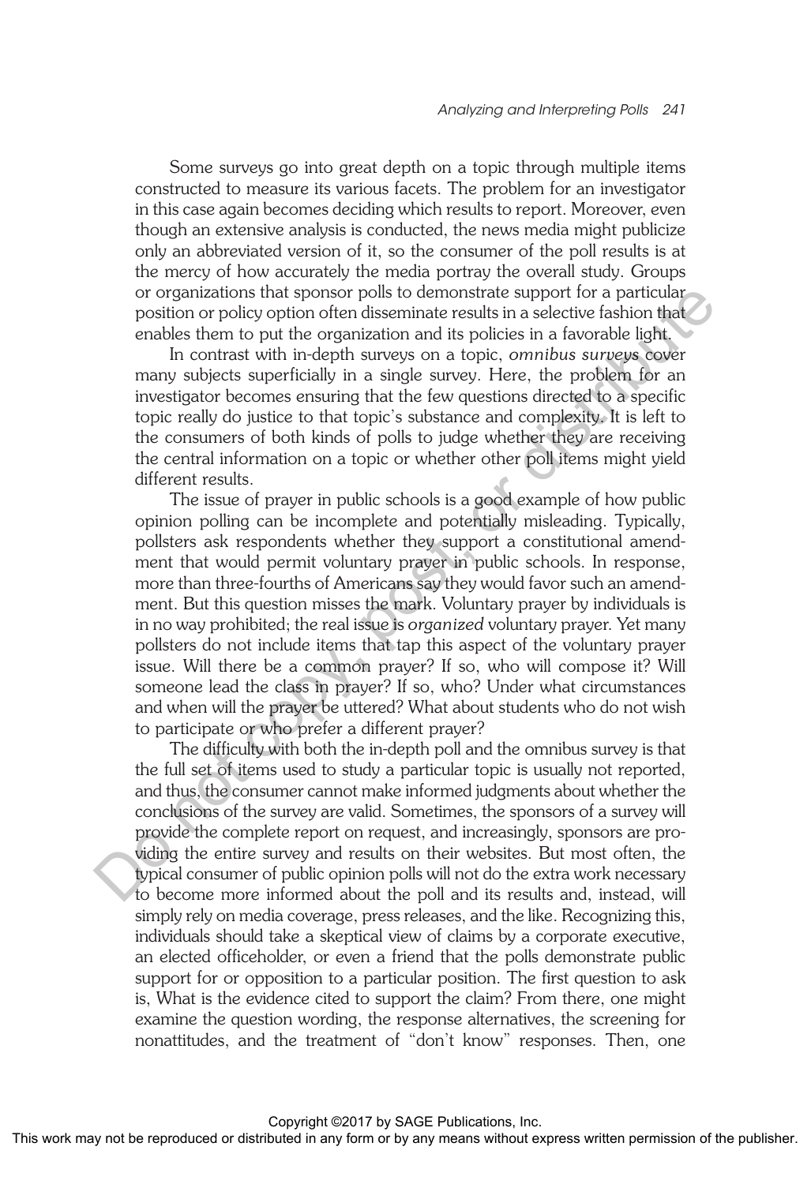Some surveys go into great depth on a topic through multiple items constructed to measure its various facets. The problem for an investigator in this case again becomes deciding which results to report. Moreover, even though an extensive analysis is conducted, the news media might publicize only an abbreviated version of it, so the consumer of the poll results is at the mercy of how accurately the media portray the overall study. Groups or organizations that sponsor polls to demonstrate support for a particular position or policy option often disseminate results in a selective fashion that enables them to put the organization and its policies in a favorable light.

In contrast with in-depth surveys on a topic, *omnibus surveys* cover many subjects superficially in a single survey. Here, the problem for an investigator becomes ensuring that the few questions directed to a specific topic really do justice to that topic's substance and complexity. It is left to the consumers of both kinds of polls to judge whether they are receiving the central information on a topic or whether other poll items might yield different results.

The issue of prayer in public schools is a good example of how public opinion polling can be incomplete and potentially misleading. Typically, pollsters ask respondents whether they support a constitutional amendment that would permit voluntary prayer in public schools. In response, more than three-fourths of Americans say they would favor such an amendment. But this question misses the mark. Voluntary prayer by individuals is in no way prohibited; the real issue is *organized* voluntary prayer. Yet many pollsters do not include items that tap this aspect of the voluntary prayer issue. Will there be a common prayer? If so, who will compose it? Will someone lead the class in prayer? If so, who? Under what circumstances and when will the prayer be uttered? What about students who do not wish to participate or who prefer a different prayer?

The difficulty with both the in-depth poll and the omnibus survey is that the full set of items used to study a particular topic is usually not reported, and thus, the consumer cannot make informed judgments about whether the conclusions of the survey are valid. Sometimes, the sponsors of a survey will provide the complete report on request, and increasingly, sponsors are providing the entire survey and results on their websites. But most often, the typical consumer of public opinion polls will not do the extra work necessary to become more informed about the poll and its results and, instead, will simply rely on media coverage, press releases, and the like. Recognizing this, individuals should take a skeptical view of claims by a corporate executive, an elected officeholder, or even a friend that the polls demonstrate public support for or opposition to a particular position. The first question to ask is, What is the evidence cited to support the claim? From there, one might examine the question wording, the response alternatives, the screening for nonattitudes, and the treatment of "don't know" responses. Then, one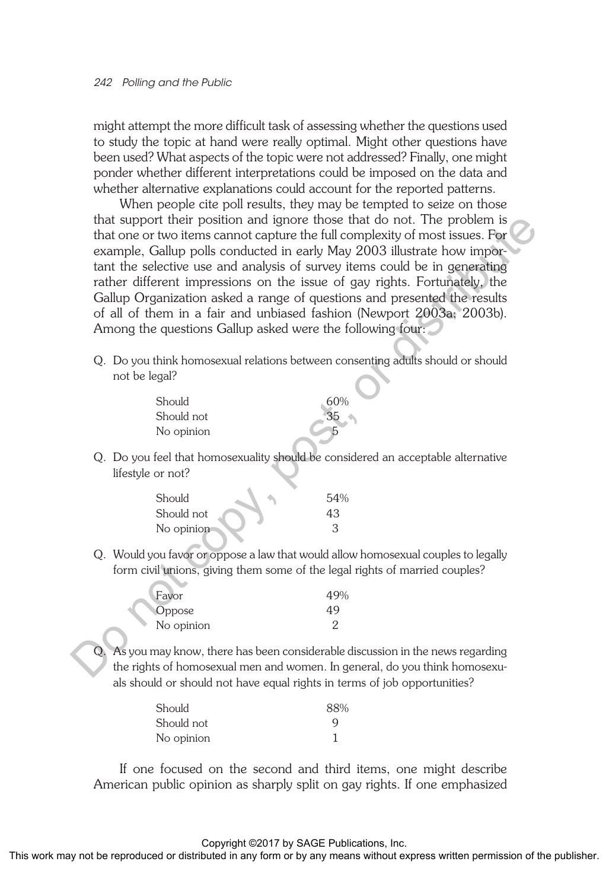might attempt the more difficult task of assessing whether the questions used to study the topic at hand were really optimal. Might other questions have been used? What aspects of the topic were not addressed? Finally, one might ponder whether different interpretations could be imposed on the data and whether alternative explanations could account for the reported patterns.

When people cite poll results, they may be tempted to seize on those that support their position and ignore those that do not. The problem is that one or two items cannot capture the full complexity of most issues. For example, Gallup polls conducted in early May 2003 illustrate how important the selective use and analysis of survey items could be in generating rather different impressions on the issue of gay rights. Fortunately, the Gallup Organization asked a range of questions and presented the results of all of them in a fair and unbiased fashion (Newport 2003a; 2003b). Among the questions Gallup asked were the following four:

Q. Do you think homosexual relations between consenting adults should or should not be legal?

| | |
|---|---|
| Should | 60% |
| Should not | 35 |
| No opinion | 5 |

Q. Do you feel that homosexuality should be considered an acceptable alternative lifestyle or not?

| | |
|---|---|
| Should | 54% |
| Should not | 43 |
| No opinion | 3 |

Q. Would you favor or oppose a law that would allow homosexual couples to legally form civil unions, giving them some of the legal rights of married couples?

| | |
|---|---|
| Favor | 49% |
| Oppose | 49 |
| No opinion | 2 |

Q. As you may know, there has been considerable discussion in the news regarding the rights of homosexual men and women. In general, do you think homosexuals should or should not have equal rights in terms of job opportunities?

| | |
|---|---|
| Should | 88% |
| Should not | 9 |
| No opinion | 1 |

If one focused on the second and third items, one might describe American public opinion as sharply split on gay rights. If one emphasized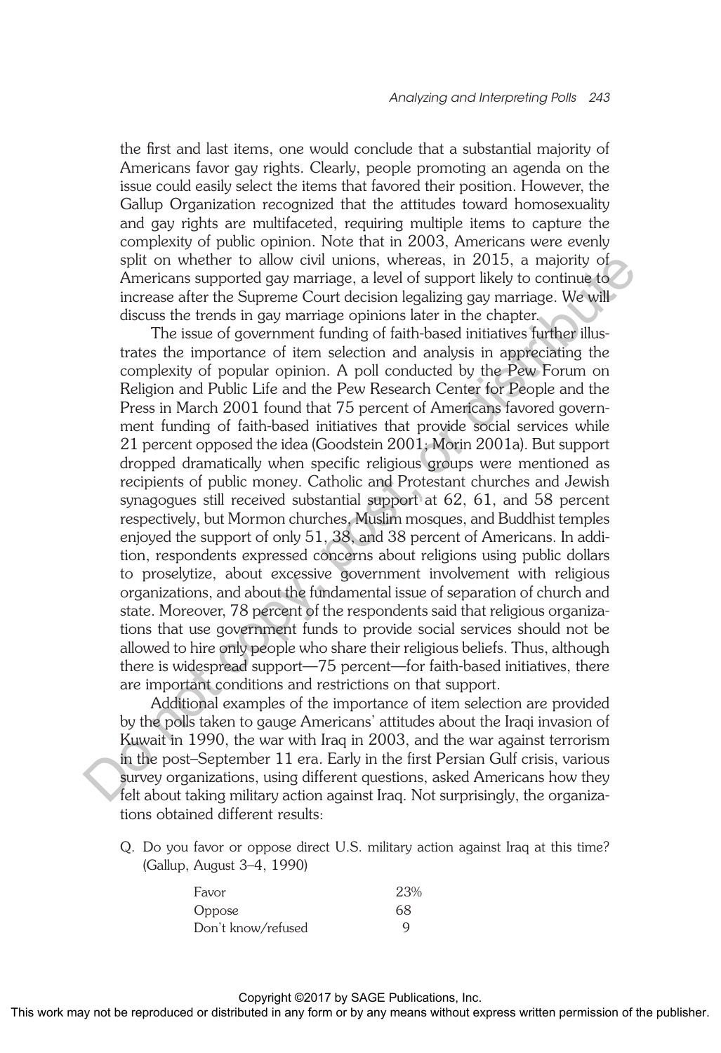the first and last items, one would conclude that a substantial majority of Americans favor gay rights. Clearly, people promoting an agenda on the issue could easily select the items that favored their position. However, the Gallup Organization recognized that the attitudes toward homosexuality and gay rights are multifaceted, requiring multiple items to capture the complexity of public opinion. Note that in 2003, Americans were evenly split on whether to allow civil unions, whereas, in 2015, a majority of Americans supported gay marriage, a level of support likely to continue to increase after the Supreme Court decision legalizing gay marriage. We will discuss the trends in gay marriage opinions later in the chapter.

The issue of government funding of faith-based initiatives further illustrates the importance of item selection and analysis in appreciating the complexity of popular opinion. A poll conducted by the Pew Forum on Religion and Public Life and the Pew Research Center for People and the Press in March 2001 found that 75 percent of Americans favored government funding of faith-based initiatives that provide social services while 21 percent opposed the idea (Goodstein 2001; Morin 2001a). But support dropped dramatically when specific religious groups were mentioned as recipients of public money. Catholic and Protestant churches and Jewish synagogues still received substantial support at 62, 61, and 58 percent respectively, but Mormon churches, Muslim mosques, and Buddhist temples enjoyed the support of only 51, 38, and 38 percent of Americans. In addition, respondents expressed concerns about religions using public dollars to proselytize, about excessive government involvement with religious organizations, and about the fundamental issue of separation of church and state. Moreover, 78 percent of the respondents said that religious organizations that use government funds to provide social services should not be allowed to hire only people who share their religious beliefs. Thus, although there is widespread support—75 percent—for faith-based initiatives, there are important conditions and restrictions on that support.

Additional examples of the importance of item selection are provided by the polls taken to gauge Americans' attitudes about the Iraqi invasion of Kuwait in 1990, the war with Iraq in 2003, and the war against terrorism in the post–September 11 era. Early in the first Persian Gulf crisis, various survey organizations, using different questions, asked Americans how they felt about taking military action against Iraq. Not surprisingly, the organizations obtained different results:

Q. Do you favor or oppose direct U.S. military action against Iraq at this time? (Gallup, August 3–4, 1990)

| | |
|---|---|
| Favor | 23% |
| Oppose | 68 |
| Don't know/refused | 9 |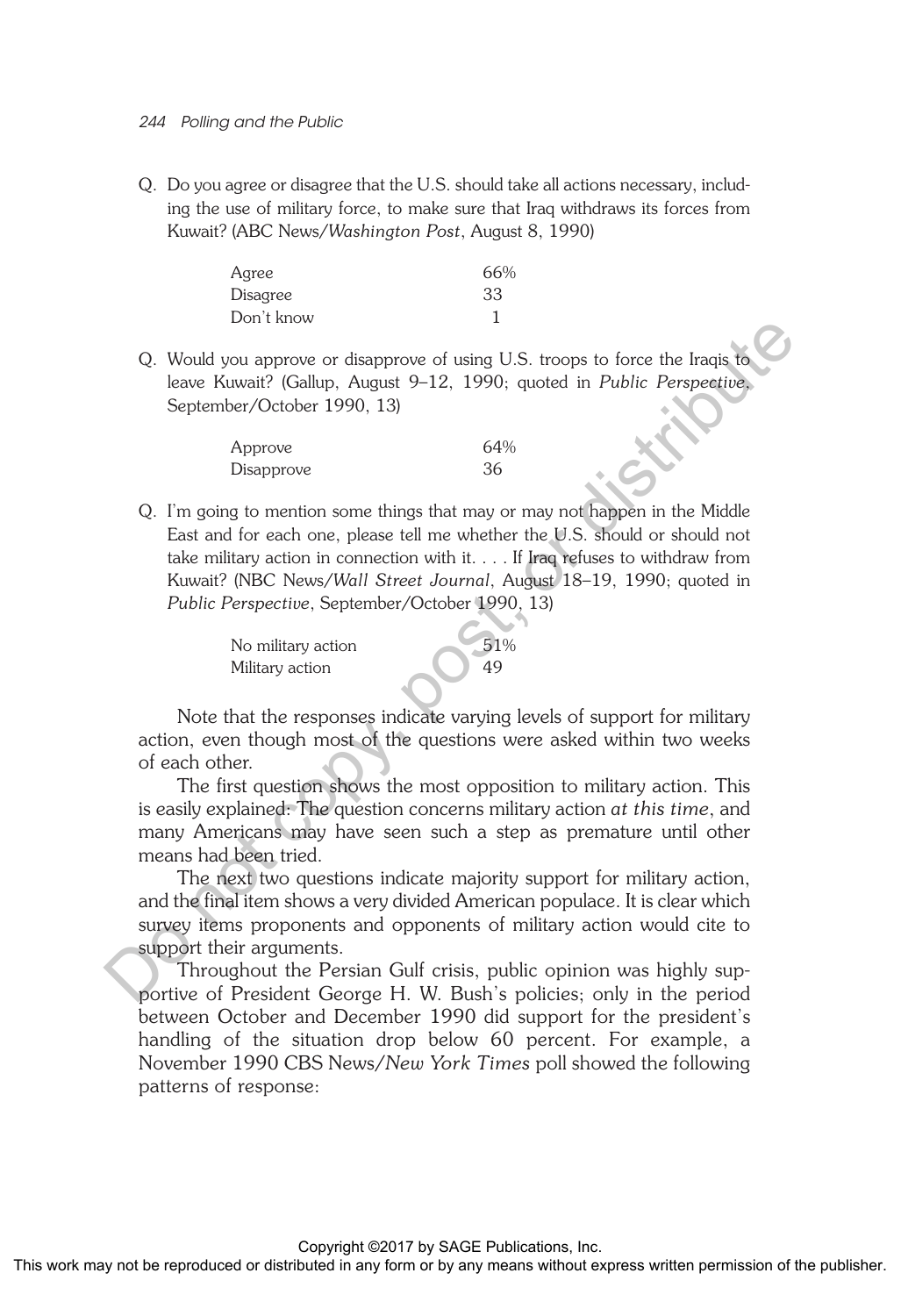Q. Do you agree or disagree that the U.S. should take all actions necessary, including the use of military force, to make sure that Iraq withdraws its forces from Kuwait? (ABC News/*Washington Post*, August 8, 1990)

| | |
|---|---|
| Agree | 66% |
| Disagree | 33 |
| Don't know | 1 |

Q. Would you approve or disapprove of using U.S. troops to force the Iraqis to leave Kuwait? (Gallup, August 9–12, 1990; quoted in *Public Perspective*, September/October 1990, 13)

| | |
|---|---|
| Approve | 64% |
| Disapprove | 36 |

Q. I'm going to mention some things that may or may not happen in the Middle East and for each one, please tell me whether the U.S. should or should not take military action in connection with it. . . . If Iraq refuses to withdraw from Kuwait? (NBC News/*Wall Street Journal*, August 18–19, 1990; quoted in *Public Perspective*, September/October 1990, 13)

| | |
|---|---|
| No military action | 51% |
| Military action | 49 |

Note that the responses indicate varying levels of support for military action, even though most of the questions were asked within two weeks of each other.

The first question shows the most opposition to military action. This is easily explained: The question concerns military action *at this time*, and many Americans may have seen such a step as premature until other means had been tried.

The next two questions indicate majority support for military action, and the final item shows a very divided American populace. It is clear which survey items proponents and opponents of military action would cite to support their arguments.

Throughout the Persian Gulf crisis, public opinion was highly supportive of President George H. W. Bush's policies; only in the period between October and December 1990 did support for the president's handling of the situation drop below 60 percent. For example, a November 1990 CBS News/*New York Times* poll showed the following patterns of response: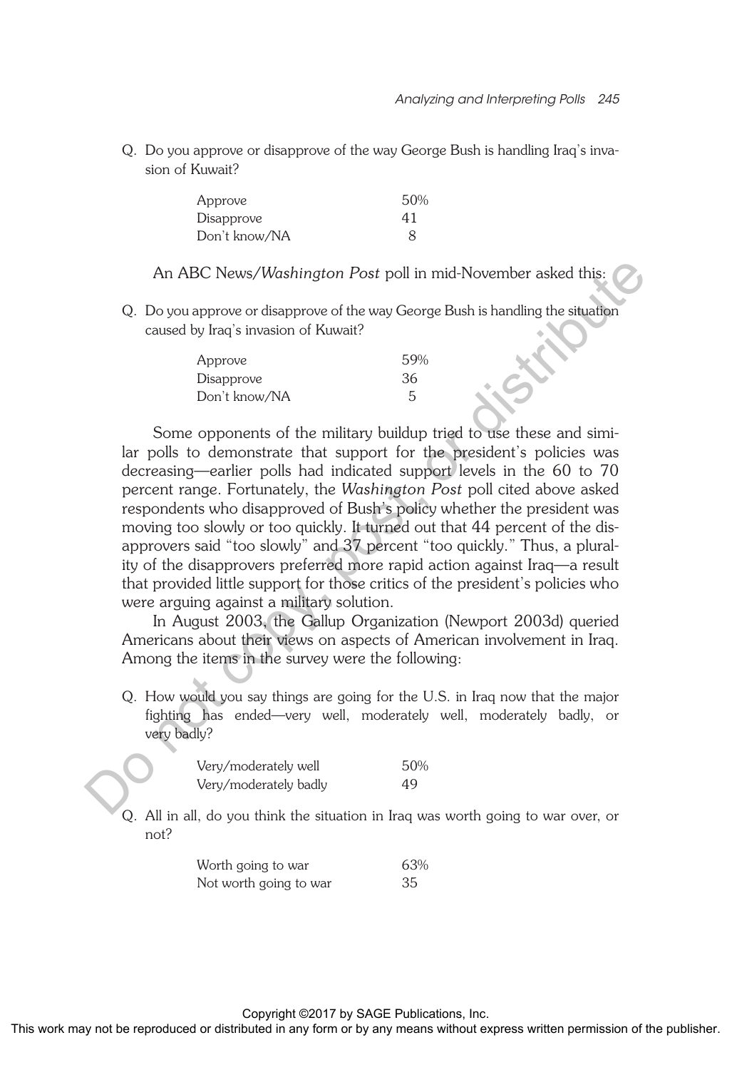Q. Do you approve or disapprove of the way George Bush is handling Iraq's invasion of Kuwait?

| | |
|---|---|
| Approve | 50% |
| Disapprove | 41 |
| Don't know/NA | 8 |

An ABC News/*Washington Post* poll in mid-November asked this:

Q. Do you approve or disapprove of the way George Bush is handling the situation caused by Iraq's invasion of Kuwait?

| | |
|---|---|
| Approve | 59% |
| Disapprove | 36 |
| Don't know/NA | 5 |

Some opponents of the military buildup tried to use these and similar polls to demonstrate that support for the president's policies was decreasing—earlier polls had indicated support levels in the 60 to 70 percent range. Fortunately, the *Washington Post* poll cited above asked respondents who disapproved of Bush's policy whether the president was moving too slowly or too quickly. It turned out that 44 percent of the disapprovers said "too slowly" and 37 percent "too quickly." Thus, a plurality of the disapprovers preferred more rapid action against Iraq—a result that provided little support for those critics of the president's policies who were arguing against a military solution.

In August 2003, the Gallup Organization (Newport 2003d) queried Americans about their views on aspects of American involvement in Iraq. Among the items in the survey were the following:

Q. How would you say things are going for the U.S. in Iraq now that the major fighting has ended—very well, moderately well, moderately badly, or very badly?

| | |
|---|---|
| Very/moderately well | 50% |
| Very/moderately badly | 49 |

Q. All in all, do you think the situation in Iraq was worth going to war over, or not?

| | |
|---|---|
| Worth going to war | 63% |
| Not worth going to war | 35 |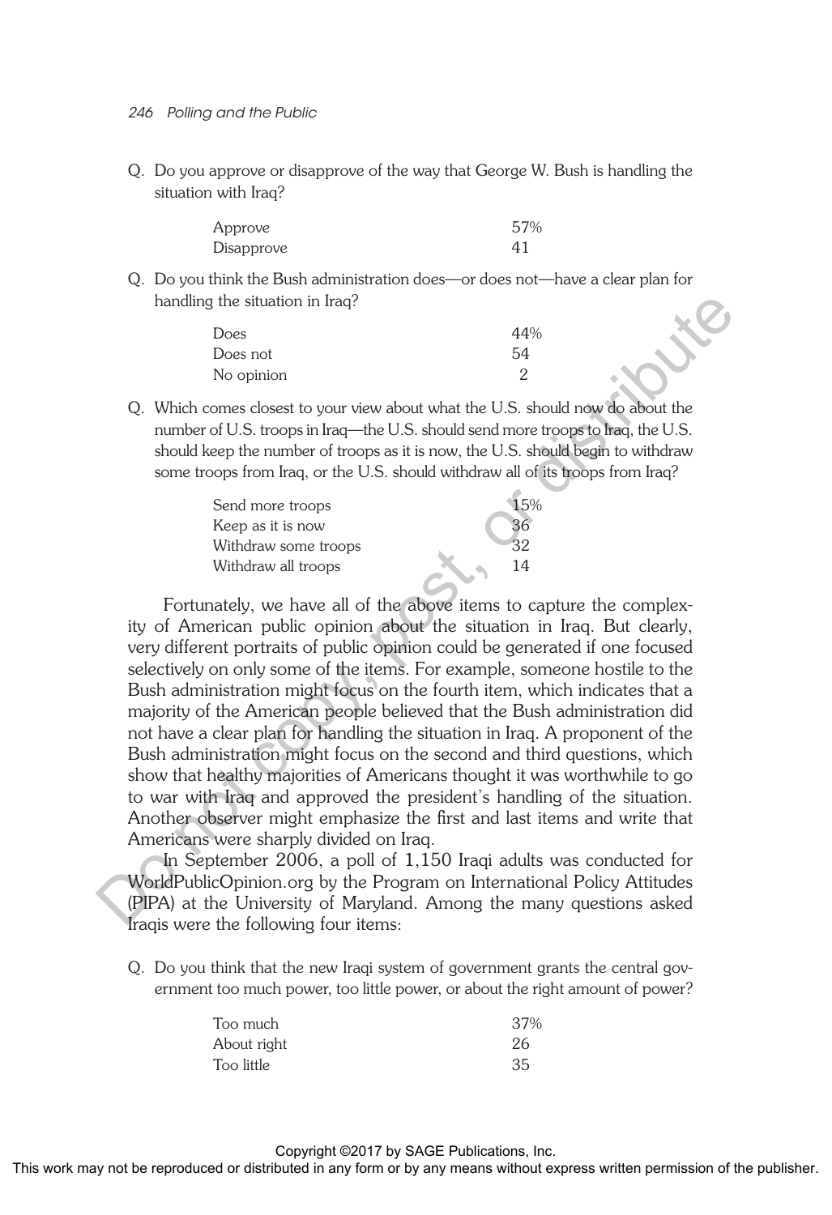Q. Do you approve or disapprove of the way that George W. Bush is handling the situation with Iraq?

| | |
|---|---|
| Approve | 57% |
| Disapprove | 41 |

Q. Do you think the Bush administration does—or does not—have a clear plan for handling the situation in Iraq?

| | |
|---|---|
| Does | 44% |
| Does not | 54 |
| No opinion | 2 |

Q. Which comes closest to your view about what the U.S. should now do about the number of U.S. troops in Iraq—the U.S. should send more troops to Iraq, the U.S. should keep the number of troops as it is now, the U.S. should begin to withdraw some troops from Iraq, or the U.S. should withdraw all of its troops from Iraq?

| | |
|---|---|
| Send more troops | 15% |
| Keep as it is now | 36 |
| Withdraw some troops | 32 |
| Withdraw all troops | 14 |

Fortunately, we have all of the above items to capture the complexity of American public opinion about the situation in Iraq. But clearly, very different portraits of public opinion could be generated if one focused selectively on only some of the items. For example, someone hostile to the Bush administration might focus on the fourth item, which indicates that a majority of the American people believed that the Bush administration did not have a clear plan for handling the situation in Iraq. A proponent of the Bush administration might focus on the second and third questions, which show that healthy majorities of Americans thought it was worthwhile to go to war with Iraq and approved the president's handling of the situation. Another observer might emphasize the first and last items and write that Americans were sharply divided on Iraq.

In September 2006, a poll of 1,150 Iraqi adults was conducted for WorldPublicOpinion.org by the Program on International Policy Attitudes (PIPA) at the University of Maryland. Among the many questions asked Iraqis were the following four items:

Q. Do you think that the new Iraqi system of government grants the central government too much power, too little power, or about the right amount of power?

| | |
|---|---|
| Too much | 37% |
| About right | 26 |
| Too little | 35 |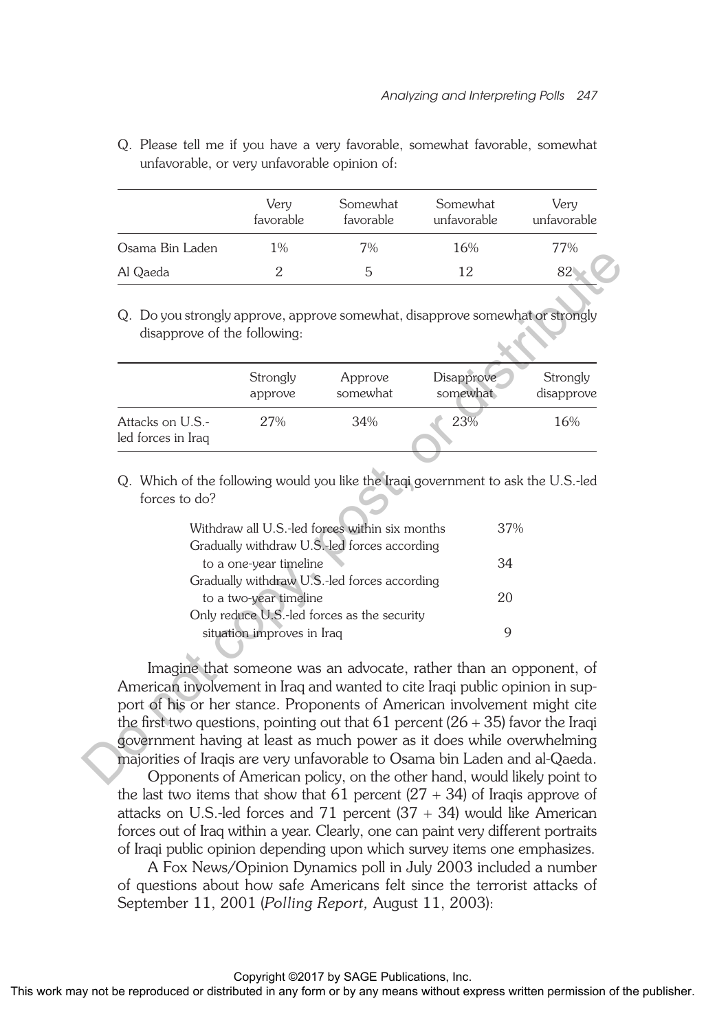Q. Please tell me if you have a very favorable, somewhat favorable, somewhat unfavorable, or very unfavorable opinion of:

| | Very favorable | Somewhat favorable | Somewhat unfavorable | Very unfavorable |
|---|---|---|---|---|
| Osama Bin Laden | 1% | 7% | 16% | 77% |
| Al Qaeda | 2 | 5 | 12 | 82 |

Q. Do you strongly approve, approve somewhat, disapprove somewhat or strongly disapprove of the following:

| | Strongly approve | Approve somewhat | Disapprove somewhat | Strongly disapprove |
|---|---|---|---|---|
| Attacks on U.S.-led forces in Iraq | 27% | 34% | 23% | 16% |

Q. Which of the following would you like the Iraqi government to ask the U.S.-led forces to do?

| | |
|---|---|
| Withdraw all U.S.-led forces within six months | 37% |
| Gradually withdraw U.S.-led forces according to a one-year timeline | 34 |
| Gradually withdraw U.S.-led forces according to a two-year timeline | 20 |
| Only reduce U.S.-led forces as the security situation improves in Iraq | 9 |

Imagine that someone was an advocate, rather than an opponent, of American involvement in Iraq and wanted to cite Iraqi public opinion in support of his or her stance. Proponents of American involvement might cite the first two questions, pointing out that 61 percent (26 + 35) favor the Iraqi government having at least as much power as it does while overwhelming majorities of Iraqis are very unfavorable to Osama bin Laden and al-Qaeda.

Opponents of American policy, on the other hand, would likely point to the last two items that show that 61 percent (27 + 34) of Iraqis approve of attacks on U.S.-led forces and 71 percent (37 + 34) would like American forces out of Iraq within a year. Clearly, one can paint very different portraits of Iraqi public opinion depending upon which survey items one emphasizes.

A Fox News/Opinion Dynamics poll in July 2003 included a number of questions about how safe Americans felt since the terrorist attacks of September 11, 2001 (*Polling Report,* August 11, 2003):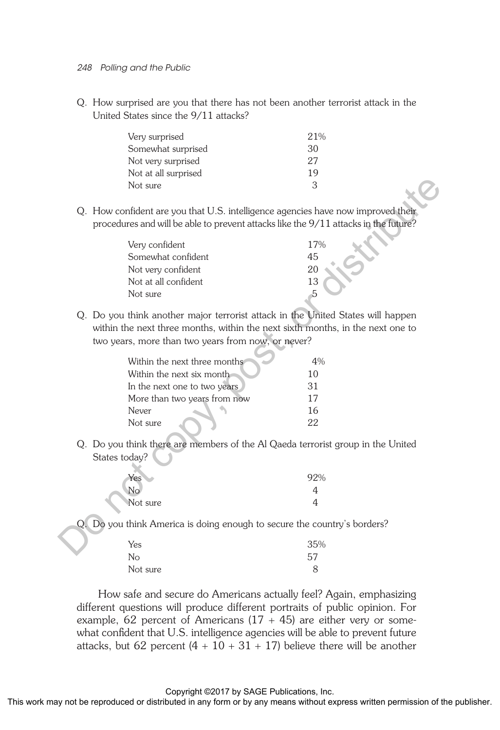Q. How surprised are you that there has not been another terrorist attack in the United States since the 9/11 attacks?

| | |
|---|---|
| Very surprised | 21% |
| Somewhat surprised | 30 |
| Not very surprised | 27 |
| Not at all surprised | 19 |
| Not sure | 3 |

Q. How confident are you that U.S. intelligence agencies have now improved their procedures and will be able to prevent attacks like the 9/11 attacks in the future?

| | |
|---|---|
| Very confident | 17% |
| Somewhat confident | 45 |
| Not very confident | 20 |
| Not at all confident | 13 |
| Not sure | 5 |

Q. Do you think another major terrorist attack in the United States will happen within the next three months, within the next sixth months, in the next one to two years, more than two years from now, or never?

| | |
|---|---|
| Within the next three months | 4% |
| Within the next six month | 10 |
| In the next one to two years | 31 |
| More than two years from now | 17 |
| Never | 16 |
| Not sure | 22 |

Q. Do you think there are members of the Al Qaeda terrorist group in the United States today?

| | |
|---|---|
| Yes | 92% |
| No | 4 |
| Not sure | 4 |

Q. Do you think America is doing enough to secure the country's borders?

| | |
|---|---|
| Yes | 35% |
| No | 57 |
| Not sure | 8 |

How safe and secure do Americans actually feel? Again, emphasizing different questions will produce different portraits of public opinion. For example, 62 percent of Americans (17 + 45) are either very or somewhat confident that U.S. intelligence agencies will be able to prevent future attacks, but 62 percent (4 + 10 + 31 + 17) believe there will be another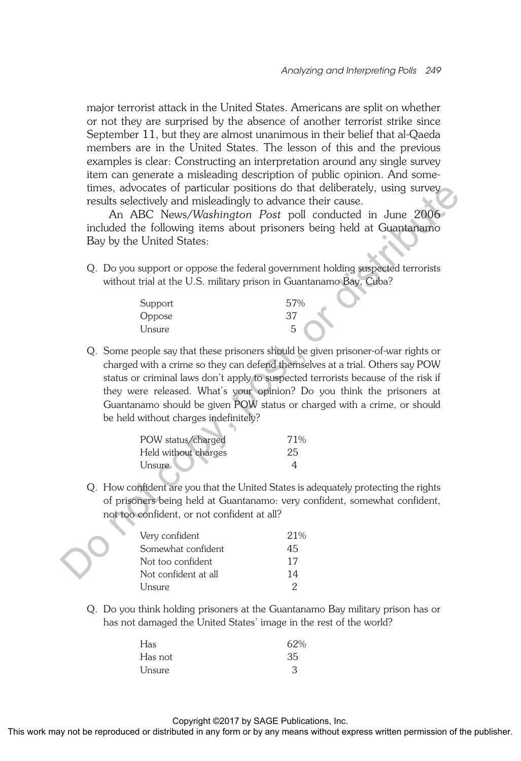major terrorist attack in the United States. Americans are split on whether or not they are surprised by the absence of another terrorist strike since September 11, but they are almost unanimous in their belief that al-Qaeda members are in the United States. The lesson of this and the previous examples is clear: Constructing an interpretation around any single survey item can generate a misleading description of public opinion. And sometimes, advocates of particular positions do that deliberately, using survey results selectively and misleadingly to advance their cause.

An ABC News/*Washington Post* poll conducted in June 2006 included the following items about prisoners being held at Guantanamo Bay by the United States:

Q. Do you support or oppose the federal government holding suspected terrorists without trial at the U.S. military prison in Guantanamo Bay, Cuba?

| | |
|---|---|
| Support | 57% |
| Oppose | 37 |
| Unsure | 5 |

Q. Some people say that these prisoners should be given prisoner-of-war rights or charged with a crime so they can defend themselves at a trial. Others say POW status or criminal laws don't apply to suspected terrorists because of the risk if they were released. What's your opinion? Do you think the prisoners at Guantanamo should be given POW status or charged with a crime, or should be held without charges indefinitely?

| | |
|---|---|
| POW status/charged | 71% |
| Held without charges | 25 |
| Unsure | 4 |

Q. How confident are you that the United States is adequately protecting the rights of prisoners being held at Guantanamo: very confident, somewhat confident, not too confident, or not confident at all?

| | |
|---|---|
| Very confident | 21% |
| Somewhat confident | 45 |
| Not too confident | 17 |
| Not confident at all | 14 |
| Unsure | 2 |

Q. Do you think holding prisoners at the Guantanamo Bay military prison has or has not damaged the United States' image in the rest of the world?

| | |
|---|---|
| Has | 62% |
| Has not | 35 |
| Unsure | 3 |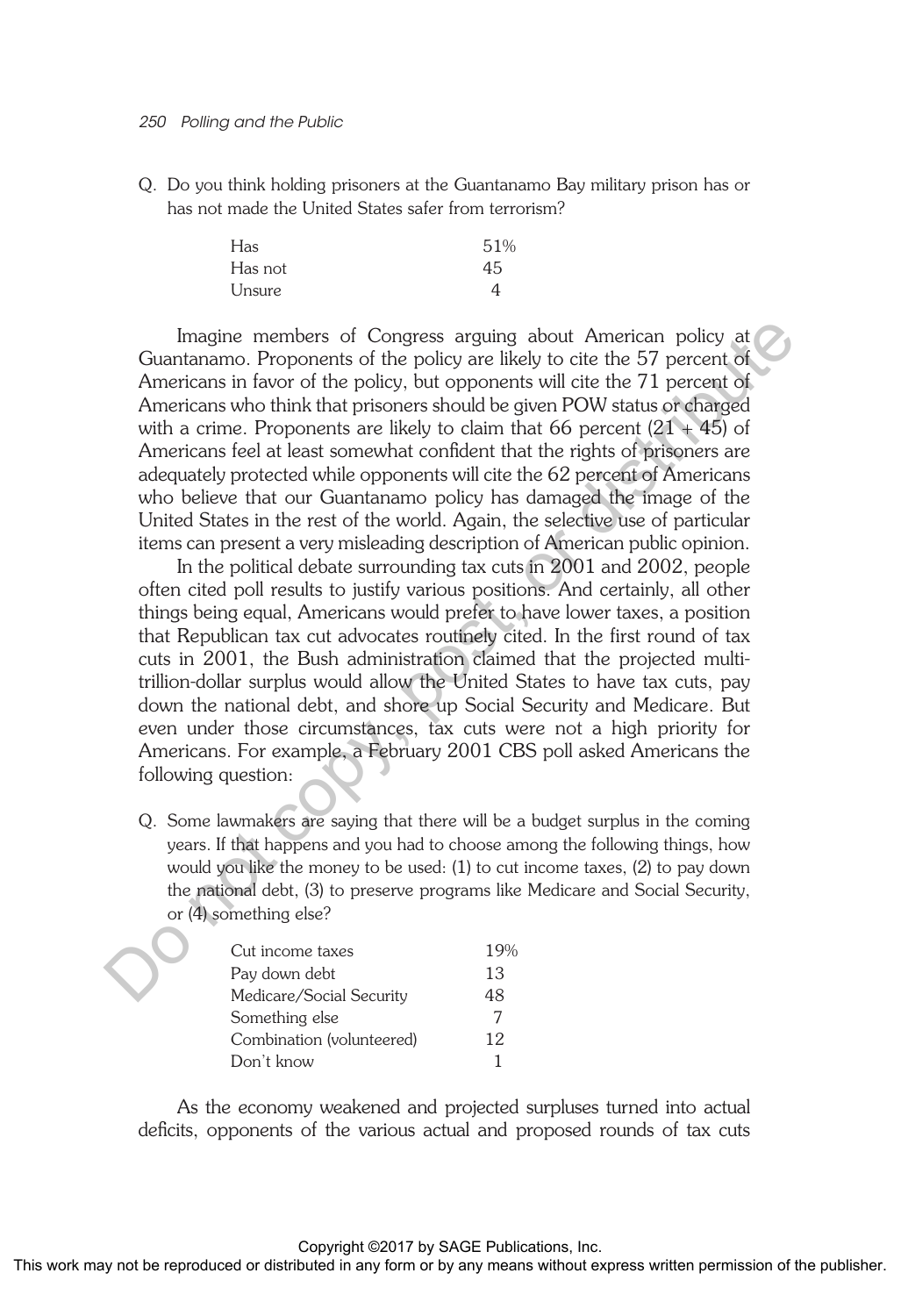Q. Do you think holding prisoners at the Guantanamo Bay military prison has or has not made the United States safer from terrorism?

| | |
|---|---|
| Has | 51% |
| Has not | 45 |
| Unsure | 4 |

Imagine members of Congress arguing about American policy at Guantanamo. Proponents of the policy are likely to cite the 57 percent of Americans in favor of the policy, but opponents will cite the 71 percent of Americans who think that prisoners should be given POW status or charged with a crime. Proponents are likely to claim that 66 percent (21 + 45) of Americans feel at least somewhat confident that the rights of prisoners are adequately protected while opponents will cite the 62 percent of Americans who believe that our Guantanamo policy has damaged the image of the United States in the rest of the world. Again, the selective use of particular items can present a very misleading description of American public opinion.

In the political debate surrounding tax cuts in 2001 and 2002, people often cited poll results to justify various positions. And certainly, all other things being equal, Americans would prefer to have lower taxes, a position that Republican tax cut advocates routinely cited. In the first round of tax cuts in 2001, the Bush administration claimed that the projected multi-trillion-dollar surplus would allow the United States to have tax cuts, pay down the national debt, and shore up Social Security and Medicare. But even under those circumstances, tax cuts were not a high priority for Americans. For example, a February 2001 CBS poll asked Americans the following question:

Q. Some lawmakers are saying that there will be a budget surplus in the coming years. If that happens and you had to choose among the following things, how would you like the money to be used: (1) to cut income taxes, (2) to pay down the national debt, (3) to preserve programs like Medicare and Social Security, or (4) something else?

| | |
|---|---|
| Cut income taxes | 19% |
| Pay down debt | 13 |
| Medicare/Social Security | 48 |
| Something else | 7 |
| Combination (volunteered) | 12 |
| Don't know | 1 |

As the economy weakened and projected surpluses turned into actual deficits, opponents of the various actual and proposed rounds of tax cuts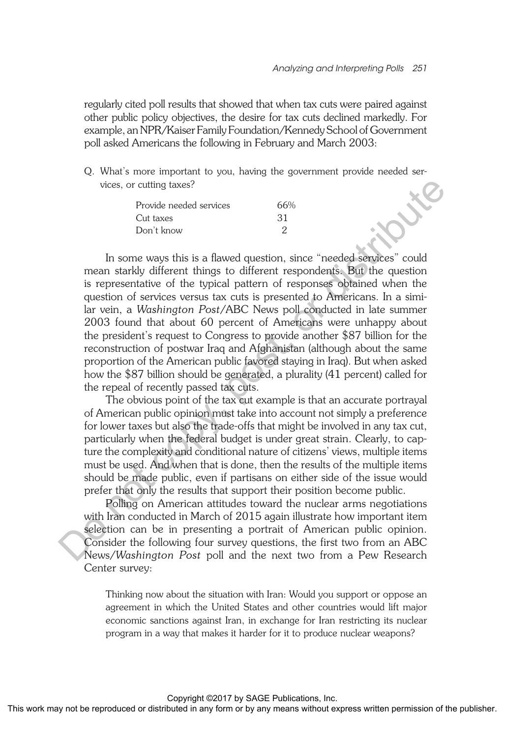regularly cited poll results that showed that when tax cuts were paired against other public policy objectives, the desire for tax cuts declined markedly. For example, an NPR/Kaiser Family Foundation/Kennedy School of Government poll asked Americans the following in February and March 2003:

Q. What's more important to you, having the government provide needed services, or cutting taxes?

| | |
|---|---|
| Provide needed services | 66% |
| Cut taxes | 31 |
| Don't know | 2 |

In some ways this is a flawed question, since "needed services" could mean starkly different things to different respondents. But the question is representative of the typical pattern of responses obtained when the question of services versus tax cuts is presented to Americans. In a similar vein, a *Washington Post*/ABC News poll conducted in late summer 2003 found that about 60 percent of Americans were unhappy about the president's request to Congress to provide another $87 billion for the reconstruction of postwar Iraq and Afghanistan (although about the same proportion of the American public favored staying in Iraq). But when asked how the $87 billion should be generated, a plurality (41 percent) called for the repeal of recently passed tax cuts.

The obvious point of the tax cut example is that an accurate portrayal of American public opinion must take into account not simply a preference for lower taxes but also the trade-offs that might be involved in any tax cut, particularly when the federal budget is under great strain. Clearly, to capture the complexity and conditional nature of citizens' views, multiple items must be used. And when that is done, then the results of the multiple items should be made public, even if partisans on either side of the issue would prefer that only the results that support their position become public.

Polling on American attitudes toward the nuclear arms negotiations with Iran conducted in March of 2015 again illustrate how important item selection can be in presenting a portrait of American public opinion. Consider the following four survey questions, the first two from an ABC News/*Washington Post* poll and the next two from a Pew Research Center survey:

> Thinking now about the situation with Iran: Would you support or oppose an agreement in which the United States and other countries would lift major economic sanctions against Iran, in exchange for Iran restricting its nuclear program in a way that makes it harder for it to produce nuclear weapons?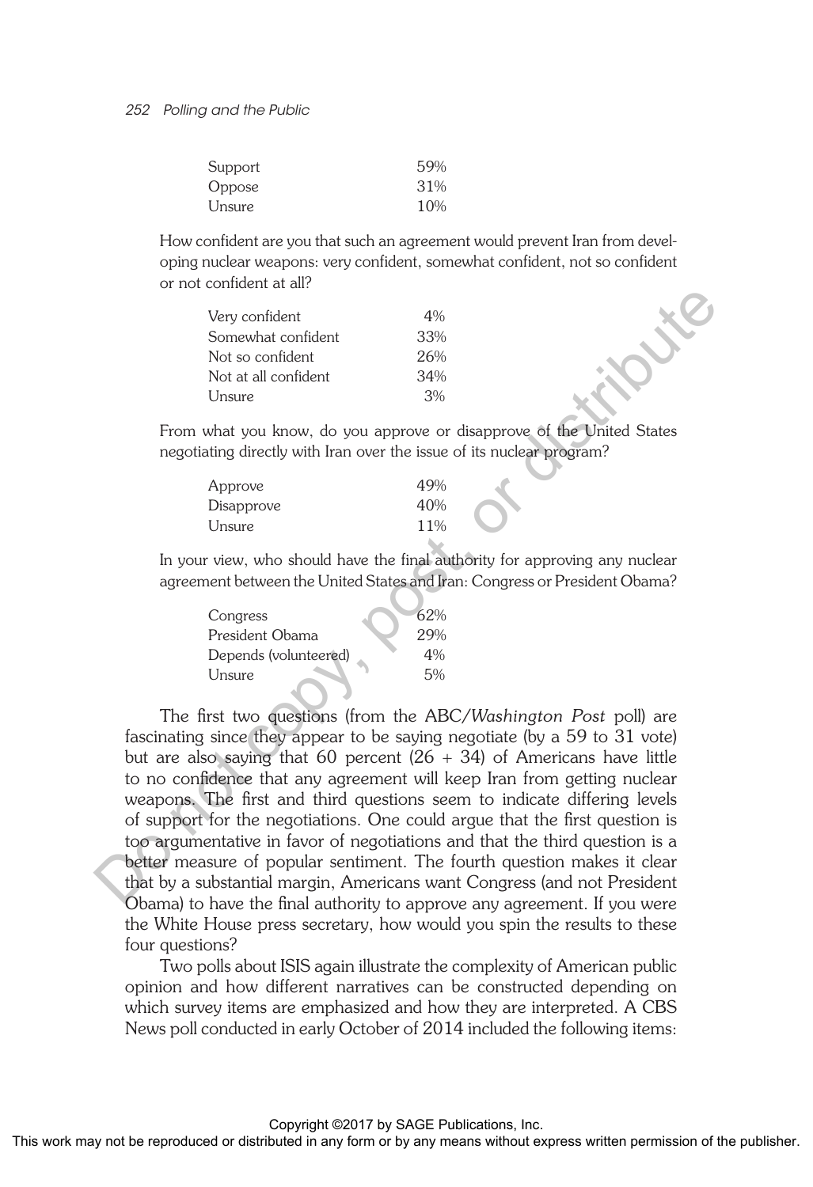| | |
|---|---|
| Support | 59% |
| Oppose | 31% |
| Unsure | 10% |

How confident are you that such an agreement would prevent Iran from developing nuclear weapons: very confident, somewhat confident, not so confident or not confident at all?

| | |
|---|---|
| Very confident | 4% |
| Somewhat confident | 33% |
| Not so confident | 26% |
| Not at all confident | 34% |
| Unsure | 3% |

From what you know, do you approve or disapprove of the United States negotiating directly with Iran over the issue of its nuclear program?

| | |
|---|---|
| Approve | 49% |
| Disapprove | 40% |
| Unsure | 11% |

In your view, who should have the final authority for approving any nuclear agreement between the United States and Iran: Congress or President Obama?

| | |
|---|---|
| Congress | 62% |
| President Obama | 29% |
| Depends (volunteered) | 4% |
| Unsure | 5% |

The first two questions (from the ABC/*Washington Post* poll) are fascinating since they appear to be saying negotiate (by a 59 to 31 vote) but are also saying that 60 percent (26 + 34) of Americans have little to no confidence that any agreement will keep Iran from getting nuclear weapons. The first and third questions seem to indicate differing levels of support for the negotiations. One could argue that the first question is too argumentative in favor of negotiations and that the third question is a better measure of popular sentiment. The fourth question makes it clear that by a substantial margin, Americans want Congress (and not President Obama) to have the final authority to approve any agreement. If you were the White House press secretary, how would you spin the results to these four questions?

Two polls about ISIS again illustrate the complexity of American public opinion and how different narratives can be constructed depending on which survey items are emphasized and how they are interpreted. A CBS News poll conducted in early October of 2014 included the following items: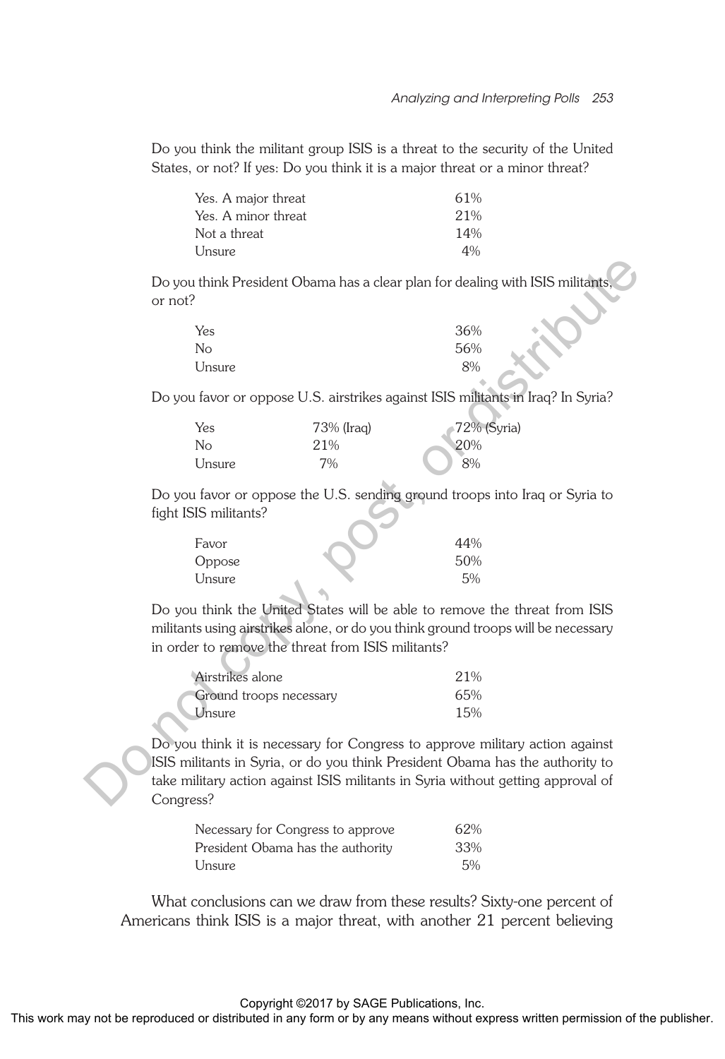Do you think the militant group ISIS is a threat to the security of the United States, or not? If yes: Do you think it is a major threat or a minor threat?

| | |
|---|---|
| Yes. A major threat | 61% |
| Yes. A minor threat | 21% |
| Not a threat | 14% |
| Unsure | 4% |

Do you think President Obama has a clear plan for dealing with ISIS militants, or not?

| | |
|---|---|
| Yes | 36% |
| No | 56% |
| Unsure | 8% |

Do you favor or oppose U.S. airstrikes against ISIS militants in Iraq? In Syria?

| | | |
|---|---|---|
| Yes | 73% (Iraq) | 72% (Syria) |
| No | 21% | 20% |
| Unsure | 7% | 8% |

Do you favor or oppose the U.S. sending ground troops into Iraq or Syria to fight ISIS militants?

| | |
|---|---|
| Favor | 44% |
| Oppose | 50% |
| Unsure | 5% |

Do you think the United States will be able to remove the threat from ISIS militants using airstrikes alone, or do you think ground troops will be necessary in order to remove the threat from ISIS militants?

| | |
|---|---|
| Airstrikes alone | 21% |
| Ground troops necessary | 65% |
| Unsure | 15% |

Do you think it is necessary for Congress to approve military action against ISIS militants in Syria, or do you think President Obama has the authority to take military action against ISIS militants in Syria without getting approval of Congress?

| | |
|---|---|
| Necessary for Congress to approve | 62% |
| President Obama has the authority | 33% |
| Unsure | 5% |

What conclusions can we draw from these results? Sixty-one percent of Americans think ISIS is a major threat, with another 21 percent believing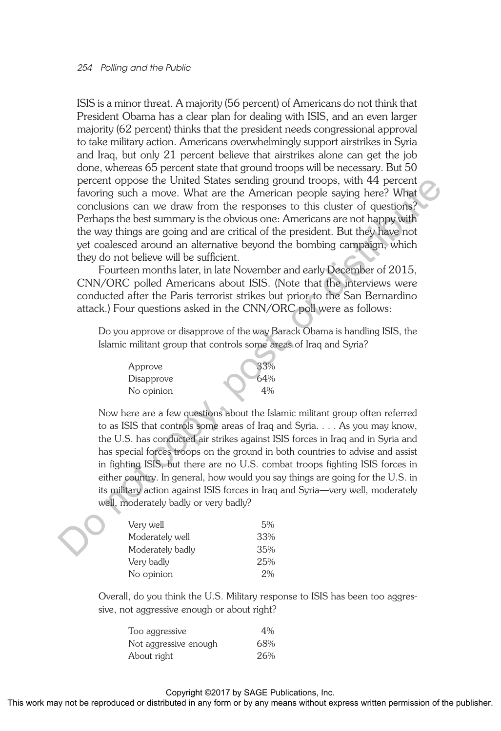ISIS is a minor threat. A majority (56 percent) of Americans do not think that President Obama has a clear plan for dealing with ISIS, and an even larger majority (62 percent) thinks that the president needs congressional approval to take military action. Americans overwhelmingly support airstrikes in Syria and Iraq, but only 21 percent believe that airstrikes alone can get the job done, whereas 65 percent state that ground troops will be necessary. But 50 percent oppose the United States sending ground troops, with 44 percent favoring such a move. What are the American people saying here? What conclusions can we draw from the responses to this cluster of questions? Perhaps the best summary is the obvious one: Americans are not happy with the way things are going and are critical of the president. But they have not yet coalesced around an alternative beyond the bombing campaign, which they do not believe will be sufficient.

Fourteen months later, in late November and early December of 2015, CNN/ORC polled Americans about ISIS. (Note that the interviews were conducted after the Paris terrorist strikes but prior to the San Bernardino attack.) Four questions asked in the CNN/ORC poll were as follows:

> Do you approve or disapprove of the way Barack Obama is handling ISIS, the Islamic militant group that controls some areas of Iraq and Syria?

| | |
|---|---|
| Approve | 33% |
| Disapprove | 64% |
| No opinion | 4% |

> Now here are a few questions about the Islamic militant group often referred to as ISIS that controls some areas of Iraq and Syria. . . . As you may know, the U.S. has conducted air strikes against ISIS forces in Iraq and in Syria and has special forces troops on the ground in both countries to advise and assist in fighting ISIS, but there are no U.S. combat troops fighting ISIS forces in either country. In general, how would you say things are going for the U.S. in its military action against ISIS forces in Iraq and Syria—very well, moderately well, moderately badly or very badly?

| | |
|---|---|
| Very well | 5% |
| Moderately well | 33% |
| Moderately badly | 35% |
| Very badly | 25% |
| No opinion | 2% |

> Overall, do you think the U.S. Military response to ISIS has been too aggressive, not aggressive enough or about right?

| | |
|---|---|
| Too aggressive | 4% |
| Not aggressive enough | 68% |
| About right | 26% |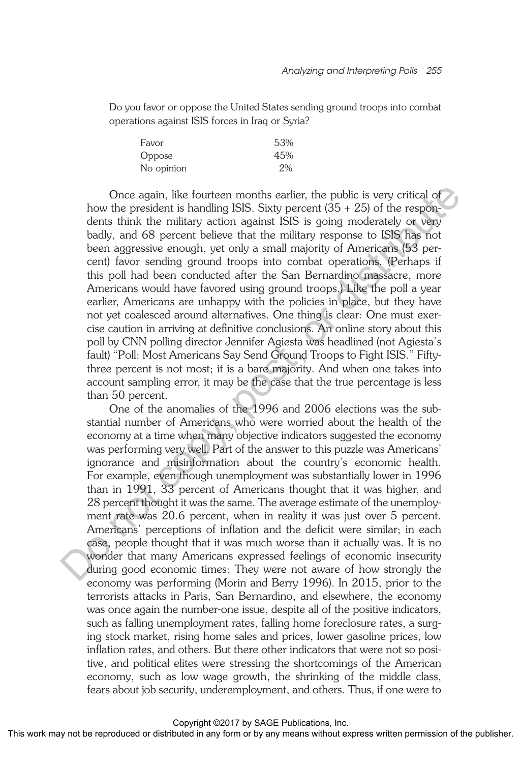Do you favor or oppose the United States sending ground troops into combat operations against ISIS forces in Iraq or Syria?

| | |
|---|---|
| Favor | 53% |
| Oppose | 45% |
| No opinion | 2% |

Once again, like fourteen months earlier, the public is very critical of how the president is handling ISIS. Sixty percent (35 + 25) of the respondents think the military action against ISIS is going moderately or very badly, and 68 percent believe that the military response to ISIS has not been aggressive enough, yet only a small majority of Americans (53 percent) favor sending ground troops into combat operations. (Perhaps if this poll had been conducted after the San Bernardino massacre, more Americans would have favored using ground troops.) Like the poll a year earlier, Americans are unhappy with the policies in place, but they have not yet coalesced around alternatives. One thing is clear: One must exercise caution in arriving at definitive conclusions. An online story about this poll by CNN polling director Jennifer Agiesta was headlined (not Agiesta's fault) "Poll: Most Americans Say Send Ground Troops to Fight ISIS." Fifty-three percent is not most; it is a bare majority. And when one takes into account sampling error, it may be the case that the true percentage is less than 50 percent.

One of the anomalies of the 1996 and 2006 elections was the substantial number of Americans who were worried about the health of the economy at a time when many objective indicators suggested the economy was performing very well. Part of the answer to this puzzle was Americans' ignorance and misinformation about the country's economic health. For example, even though unemployment was substantially lower in 1996 than in 1991, 33 percent of Americans thought that it was higher, and 28 percent thought it was the same. The average estimate of the unemployment rate was 20.6 percent, when in reality it was just over 5 percent. Americans' perceptions of inflation and the deficit were similar; in each case, people thought that it was much worse than it actually was. It is no wonder that many Americans expressed feelings of economic insecurity during good economic times: They were not aware of how strongly the economy was performing (Morin and Berry 1996). In 2015, prior to the terrorists attacks in Paris, San Bernardino, and elsewhere, the economy was once again the number-one issue, despite all of the positive indicators, such as falling unemployment rates, falling home foreclosure rates, a surging stock market, rising home sales and prices, lower gasoline prices, low inflation rates, and others. But there other indicators that were not so positive, and political elites were stressing the shortcomings of the American economy, such as low wage growth, the shrinking of the middle class, fears about job security, underemployment, and others. Thus, if one were to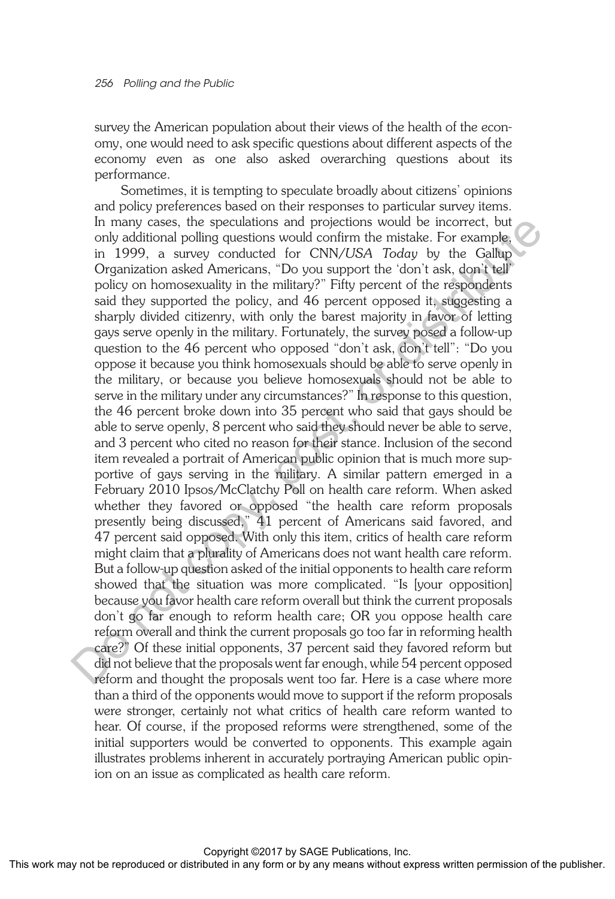survey the American population about their views of the health of the economy, one would need to ask specific questions about different aspects of the economy even as one also asked overarching questions about its performance.

Sometimes, it is tempting to speculate broadly about citizens' opinions and policy preferences based on their responses to particular survey items. In many cases, the speculations and projections would be incorrect, but only additional polling questions would confirm the mistake. For example, in 1999, a survey conducted for CNN/*USA Today* by the Gallup Organization asked Americans, "Do you support the 'don't ask, don't tell' policy on homosexuality in the military?" Fifty percent of the respondents said they supported the policy, and 46 percent opposed it, suggesting a sharply divided citizenry, with only the barest majority in favor of letting gays serve openly in the military. Fortunately, the survey posed a follow-up question to the 46 percent who opposed "don't ask, don't tell": "Do you oppose it because you think homosexuals should be able to serve openly in the military, or because you believe homosexuals should not be able to serve in the military under any circumstances?" In response to this question, the 46 percent broke down into 35 percent who said that gays should be able to serve openly, 8 percent who said they should never be able to serve, and 3 percent who cited no reason for their stance. Inclusion of the second item revealed a portrait of American public opinion that is much more supportive of gays serving in the military. A similar pattern emerged in a February 2010 Ipsos/McClatchy Poll on health care reform. When asked whether they favored or opposed "the health care reform proposals presently being discussed," 41 percent of Americans said favored, and 47 percent said opposed. With only this item, critics of health care reform might claim that a plurality of Americans does not want health care reform. But a follow-up question asked of the initial opponents to health care reform showed that the situation was more complicated. "Is [your opposition] because you favor health care reform overall but think the current proposals don't go far enough to reform health care; OR you oppose health care reform overall and think the current proposals go too far in reforming health care?" Of these initial opponents, 37 percent said they favored reform but did not believe that the proposals went far enough, while 54 percent opposed reform and thought the proposals went too far. Here is a case where more than a third of the opponents would move to support if the reform proposals were stronger, certainly not what critics of health care reform wanted to hear. Of course, if the proposed reforms were strengthened, some of the initial supporters would be converted to opponents. This example again illustrates problems inherent in accurately portraying American public opinion on an issue as complicated as health care reform.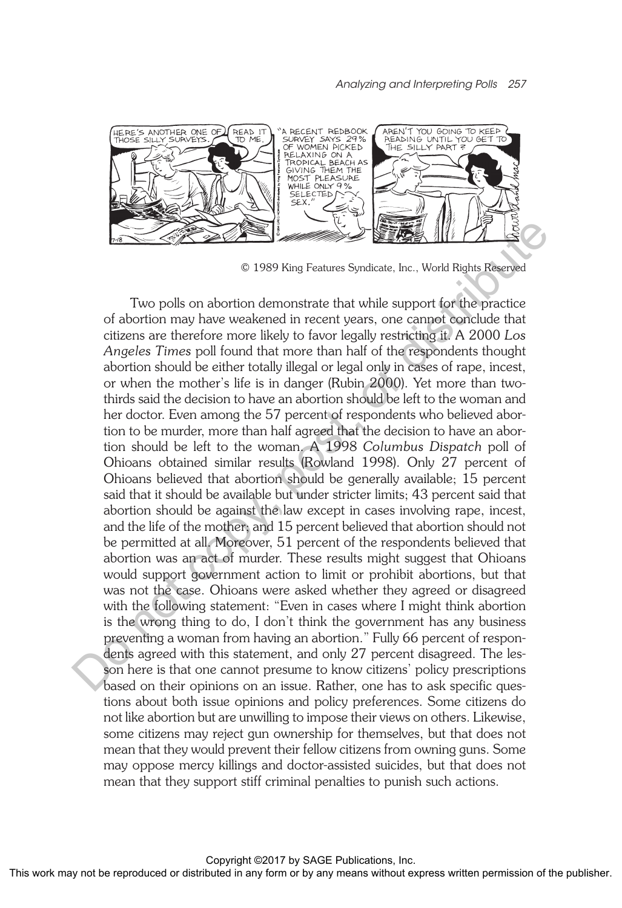© 1989 King Features Syndicate, Inc., World Rights Reserved

Two polls on abortion demonstrate that while support for the practice of abortion may have weakened in recent years, one cannot conclude that citizens are therefore more likely to favor legally restricting it. A 2000 *Los Angeles Times* poll found that more than half of the respondents thought abortion should be either totally illegal or legal only in cases of rape, incest, or when the mother's life is in danger (Rubin 2000). Yet more than two-thirds said the decision to have an abortion should be left to the woman and her doctor. Even among the 57 percent of respondents who believed abortion to be murder, more than half agreed that the decision to have an abortion should be left to the woman. A 1998 *Columbus Dispatch* poll of Ohioans obtained similar results (Rowland 1998). Only 27 percent of Ohioans believed that abortion should be generally available; 15 percent said that it should be available but under stricter limits; 43 percent said that abortion should be against the law except in cases involving rape, incest, and the life of the mother; and 15 percent believed that abortion should not be permitted at all. Moreover, 51 percent of the respondents believed that abortion was an act of murder. These results might suggest that Ohioans would support government action to limit or prohibit abortions, but that was not the case. Ohioans were asked whether they agreed or disagreed with the following statement: "Even in cases where I might think abortion is the wrong thing to do, I don't think the government has any business preventing a woman from having an abortion." Fully 66 percent of respondents agreed with this statement, and only 27 percent disagreed. The lesson here is that one cannot presume to know citizens' policy prescriptions based on their opinions on an issue. Rather, one has to ask specific questions about both issue opinions and policy preferences. Some citizens do not like abortion but are unwilling to impose their views on others. Likewise, some citizens may reject gun ownership for themselves, but that does not mean that they would prevent their fellow citizens from owning guns. Some may oppose mercy killings and doctor-assisted suicides, but that does not mean that they support stiff criminal penalties to punish such actions.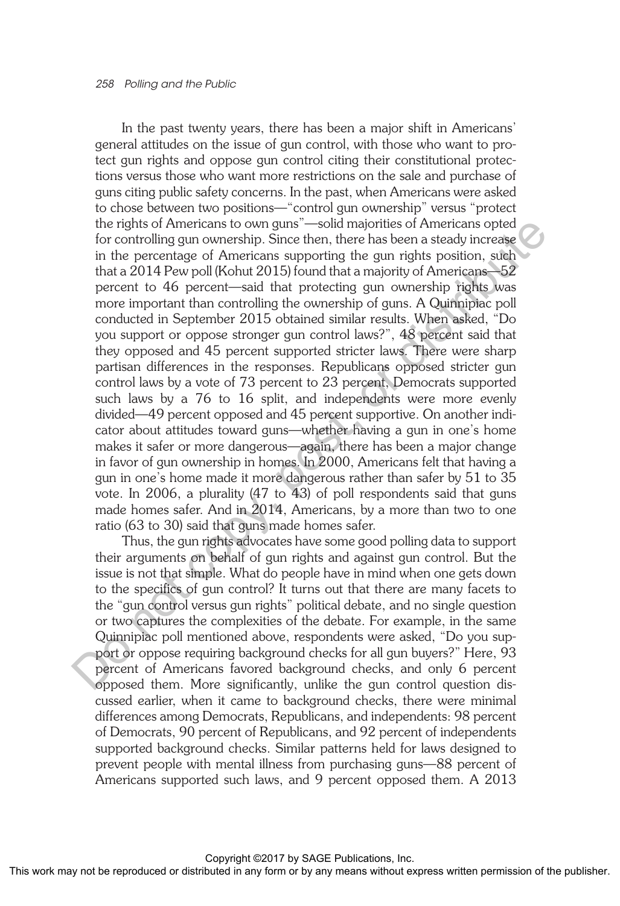In the past twenty years, there has been a major shift in Americans' general attitudes on the issue of gun control, with those who want to protect gun rights and oppose gun control citing their constitutional protections versus those who want more restrictions on the sale and purchase of guns citing public safety concerns. In the past, when Americans were asked to chose between two positions—"control gun ownership" versus "protect the rights of Americans to own guns"—solid majorities of Americans opted for controlling gun ownership. Since then, there has been a steady increase in the percentage of Americans supporting the gun rights position, such that a 2014 Pew poll (Kohut 2015) found that a majority of Americans—52 percent to 46 percent—said that protecting gun ownership rights was more important than controlling the ownership of guns. A Quinnipiac poll conducted in September 2015 obtained similar results. When asked, "Do you support or oppose stronger gun control laws?", 48 percent said that they opposed and 45 percent supported stricter laws. There were sharp partisan differences in the responses. Republicans opposed stricter gun control laws by a vote of 73 percent to 23 percent, Democrats supported such laws by a 76 to 16 split, and independents were more evenly divided—49 percent opposed and 45 percent supportive. On another indicator about attitudes toward guns—whether having a gun in one's home makes it safer or more dangerous—again, there has been a major change in favor of gun ownership in homes. In 2000, Americans felt that having a gun in one's home made it more dangerous rather than safer by 51 to 35 vote. In 2006, a plurality (47 to 43) of poll respondents said that guns made homes safer. And in 2014, Americans, by a more than two to one ratio (63 to 30) said that guns made homes safer.

Thus, the gun rights advocates have some good polling data to support their arguments on behalf of gun rights and against gun control. But the issue is not that simple. What do people have in mind when one gets down to the specifics of gun control? It turns out that there are many facets to the "gun control versus gun rights" political debate, and no single question or two captures the complexities of the debate. For example, in the same Quinnipiac poll mentioned above, respondents were asked, "Do you support or oppose requiring background checks for all gun buyers?" Here, 93 percent of Americans favored background checks, and only 6 percent opposed them. More significantly, unlike the gun control question discussed earlier, when it came to background checks, there were minimal differences among Democrats, Republicans, and independents: 98 percent of Democrats, 90 percent of Republicans, and 92 percent of independents supported background checks. Similar patterns held for laws designed to prevent people with mental illness from purchasing guns—88 percent of Americans supported such laws, and 9 percent opposed them. A 2013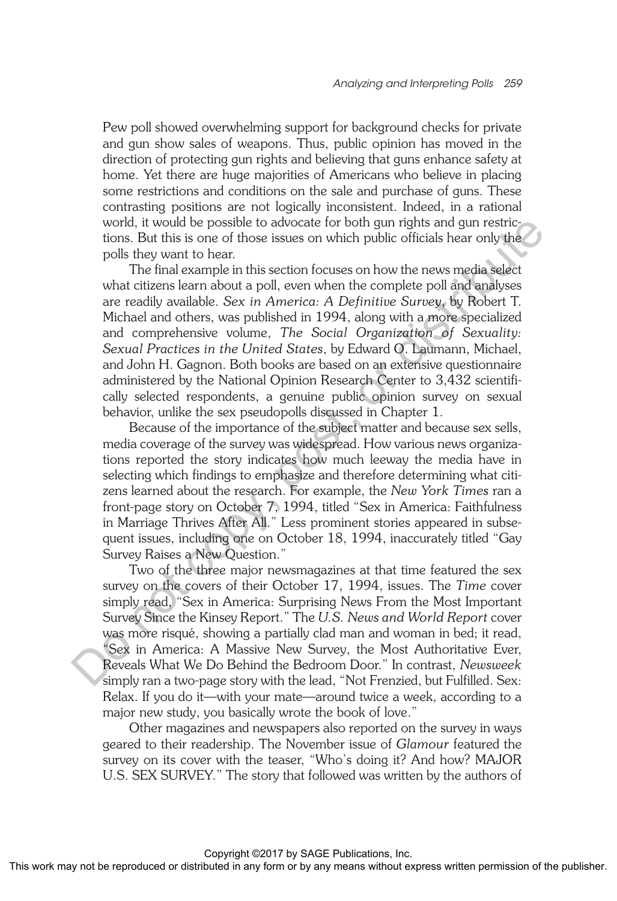Pew poll showed overwhelming support for background checks for private and gun show sales of weapons. Thus, public opinion has moved in the direction of protecting gun rights and believing that guns enhance safety at home. Yet there are huge majorities of Americans who believe in placing some restrictions and conditions on the sale and purchase of guns. These contrasting positions are not logically inconsistent. Indeed, in a rational world, it would be possible to advocate for both gun rights and gun restrictions. But this is one of those issues on which public officials hear only the polls they want to hear.

The final example in this section focuses on how the news media select what citizens learn about a poll, even when the complete poll and analyses are readily available. *Sex in America: A Definitive Survey*, by Robert T. Michael and others, was published in 1994, along with a more specialized and comprehensive volume, *The Social Organization of Sexuality: Sexual Practices in the United States*, by Edward O. Laumann, Michael, and John H. Gagnon. Both books are based on an extensive questionnaire administered by the National Opinion Research Center to 3,432 scientifically selected respondents, a genuine public opinion survey on sexual behavior, unlike the sex pseudopolls discussed in Chapter 1.

Because of the importance of the subject matter and because sex sells, media coverage of the survey was widespread. How various news organizations reported the story indicates how much leeway the media have in selecting which findings to emphasize and therefore determining what citizens learned about the research. For example, the *New York Times* ran a front-page story on October 7, 1994, titled "Sex in America: Faithfulness in Marriage Thrives After All." Less prominent stories appeared in subsequent issues, including one on October 18, 1994, inaccurately titled "Gay Survey Raises a New Question."

Two of the three major newsmagazines at that time featured the sex survey on the covers of their October 17, 1994, issues. The *Time* cover simply read, "Sex in America: Surprising News From the Most Important Survey Since the Kinsey Report." The *U.S. News and World Report* cover was more risqué, showing a partially clad man and woman in bed; it read, "Sex in America: A Massive New Survey, the Most Authoritative Ever, Reveals What We Do Behind the Bedroom Door." In contrast, *Newsweek* simply ran a two-page story with the lead, "Not Frenzied, but Fulfilled. Sex: Relax. If you do it—with your mate—around twice a week, according to a major new study, you basically wrote the book of love."

Other magazines and newspapers also reported on the survey in ways geared to their readership. The November issue of *Glamour* featured the survey on its cover with the teaser, "Who's doing it? And how? MAJOR U.S. SEX SURVEY." The story that followed was written by the authors of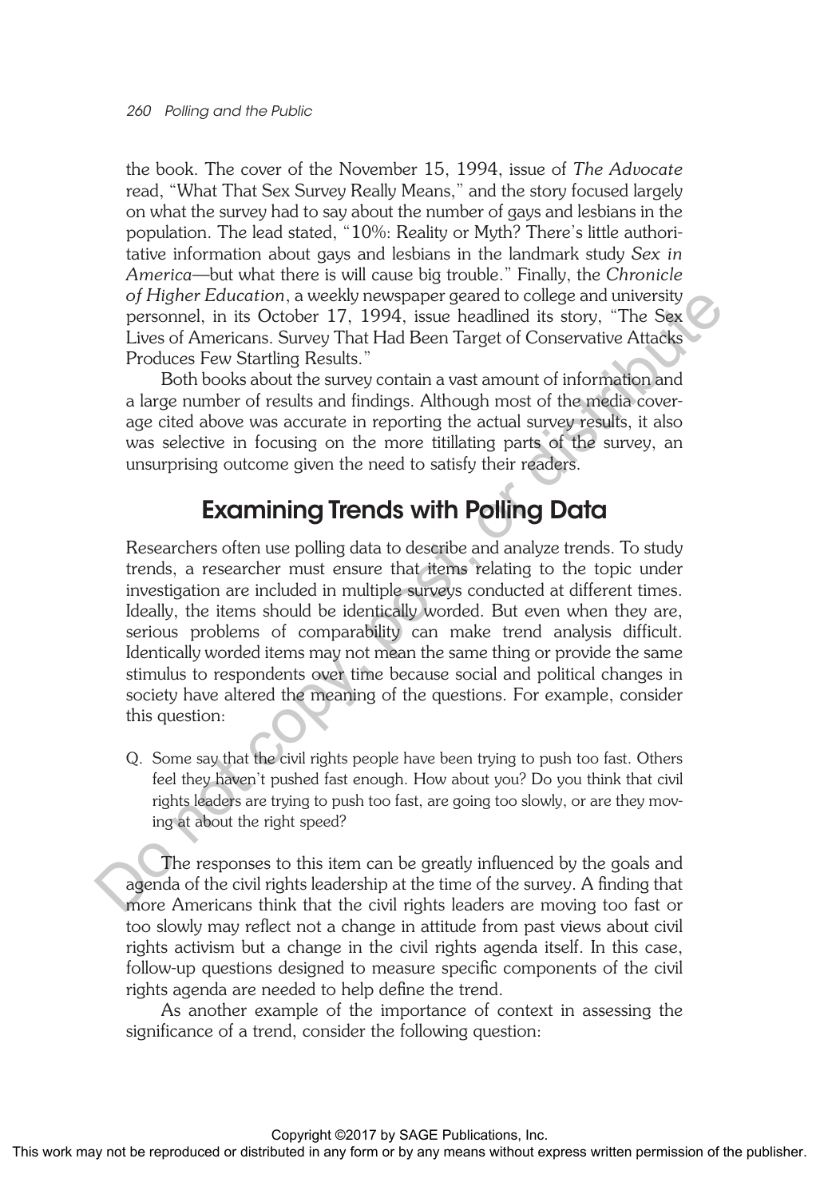the book. The cover of the November 15, 1994, issue of *The Advocate* read, "What That Sex Survey Really Means," and the story focused largely on what the survey had to say about the number of gays and lesbians in the population. The lead stated, "10%: Reality or Myth? There's little authoritative information about gays and lesbians in the landmark study *Sex in America*—but what there is will cause big trouble." Finally, the *Chronicle of Higher Education*, a weekly newspaper geared to college and university personnel, in its October 17, 1994, issue headlined its story, "The Sex Lives of Americans. Survey That Had Been Target of Conservative Attacks Produces Few Startling Results."

Both books about the survey contain a vast amount of information and a large number of results and findings. Although most of the media coverage cited above was accurate in reporting the actual survey results, it also was selective in focusing on the more titillating parts of the survey, an unsurprising outcome given the need to satisfy their readers.

## Examining Trends with Polling Data

Researchers often use polling data to describe and analyze trends. To study trends, a researcher must ensure that items relating to the topic under investigation are included in multiple surveys conducted at different times. Ideally, the items should be identically worded. But even when they are, serious problems of comparability can make trend analysis difficult. Identically worded items may not mean the same thing or provide the same stimulus to respondents over time because social and political changes in society have altered the meaning of the questions. For example, consider this question:

Q. Some say that the civil rights people have been trying to push too fast. Others feel they haven't pushed fast enough. How about you? Do you think that civil rights leaders are trying to push too fast, are going too slowly, or are they moving at about the right speed?

The responses to this item can be greatly influenced by the goals and agenda of the civil rights leadership at the time of the survey. A finding that more Americans think that the civil rights leaders are moving too fast or too slowly may reflect not a change in attitude from past views about civil rights activism but a change in the civil rights agenda itself. In this case, follow-up questions designed to measure specific components of the civil rights agenda are needed to help define the trend.

As another example of the importance of context in assessing the significance of a trend, consider the following question: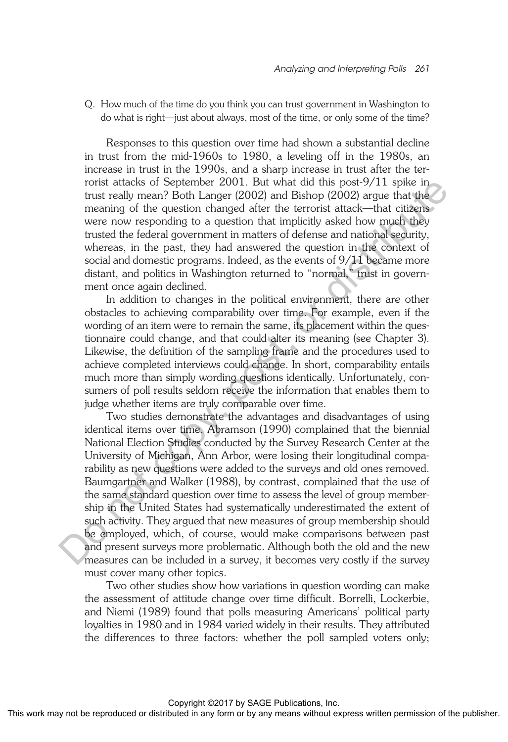Q. How much of the time do you think you can trust government in Washington to do what is right—just about always, most of the time, or only some of the time?

Responses to this question over time had shown a substantial decline in trust from the mid-1960s to 1980, a leveling off in the 1980s, an increase in trust in the 1990s, and a sharp increase in trust after the terrorist attacks of September 2001. But what did this post-9/11 spike in trust really mean? Both Langer (2002) and Bishop (2002) argue that the meaning of the question changed after the terrorist attack—that citizens were now responding to a question that implicitly asked how much they trusted the federal government in matters of defense and national security, whereas, in the past, they had answered the question in the context of social and domestic programs. Indeed, as the events of 9/11 became more distant, and politics in Washington returned to "normal," trust in government once again declined.

In addition to changes in the political environment, there are other obstacles to achieving comparability over time. For example, even if the wording of an item were to remain the same, its placement within the questionnaire could change, and that could alter its meaning (see Chapter 3). Likewise, the definition of the sampling frame and the procedures used to achieve completed interviews could change. In short, comparability entails much more than simply wording questions identically. Unfortunately, consumers of poll results seldom receive the information that enables them to judge whether items are truly comparable over time.

Two studies demonstrate the advantages and disadvantages of using identical items over time. Abramson (1990) complained that the biennial National Election Studies conducted by the Survey Research Center at the University of Michigan, Ann Arbor, were losing their longitudinal comparability as new questions were added to the surveys and old ones removed. Baumgartner and Walker (1988), by contrast, complained that the use of the same standard question over time to assess the level of group membership in the United States had systematically underestimated the extent of such activity. They argued that new measures of group membership should be employed, which, of course, would make comparisons between past and present surveys more problematic. Although both the old and the new measures can be included in a survey, it becomes very costly if the survey must cover many other topics.

Two other studies show how variations in question wording can make the assessment of attitude change over time difficult. Borrelli, Lockerbie, and Niemi (1989) found that polls measuring Americans' political party loyalties in 1980 and in 1984 varied widely in their results. They attributed the differences to three factors: whether the poll sampled voters only;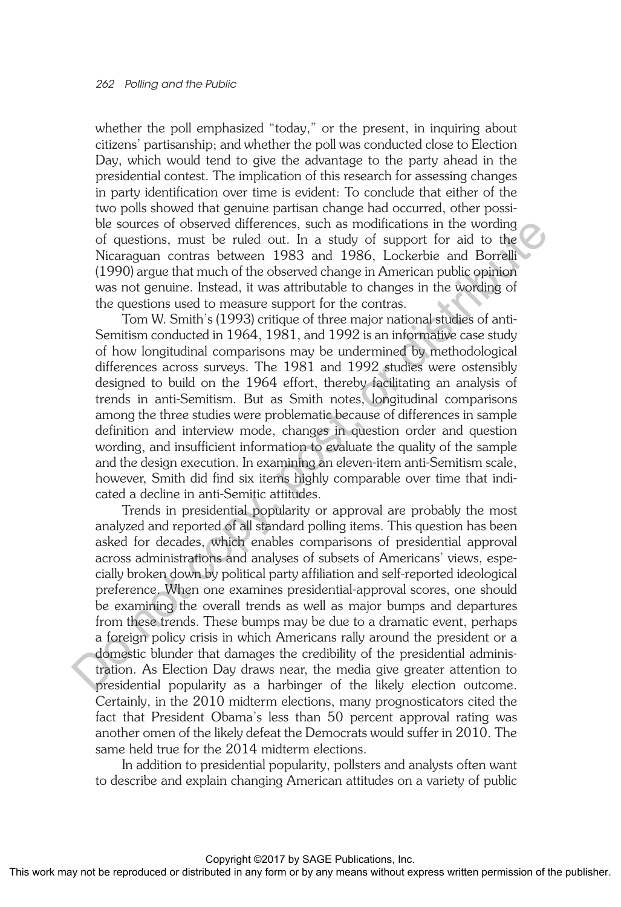whether the poll emphasized "today," or the present, in inquiring about citizens' partisanship; and whether the poll was conducted close to Election Day, which would tend to give the advantage to the party ahead in the presidential contest. The implication of this research for assessing changes in party identification over time is evident: To conclude that either of the two polls showed that genuine partisan change had occurred, other possible sources of observed differences, such as modifications in the wording of questions, must be ruled out. In a study of support for aid to the Nicaraguan contras between 1983 and 1986, Lockerbie and Borrelli (1990) argue that much of the observed change in American public opinion was not genuine. Instead, it was attributable to changes in the wording of the questions used to measure support for the contras.

Tom W. Smith's (1993) critique of three major national studies of anti-Semitism conducted in 1964, 1981, and 1992 is an informative case study of how longitudinal comparisons may be undermined by methodological differences across surveys. The 1981 and 1992 studies were ostensibly designed to build on the 1964 effort, thereby facilitating an analysis of trends in anti-Semitism. But as Smith notes, longitudinal comparisons among the three studies were problematic because of differences in sample definition and interview mode, changes in question order and question wording, and insufficient information to evaluate the quality of the sample and the design execution. In examining an eleven-item anti-Semitism scale, however, Smith did find six items highly comparable over time that indicated a decline in anti-Semitic attitudes.

Trends in presidential popularity or approval are probably the most analyzed and reported of all standard polling items. This question has been asked for decades, which enables comparisons of presidential approval across administrations and analyses of subsets of Americans' views, especially broken down by political party affiliation and self-reported ideological preference. When one examines presidential-approval scores, one should be examining the overall trends as well as major bumps and departures from these trends. These bumps may be due to a dramatic event, perhaps a foreign policy crisis in which Americans rally around the president or a domestic blunder that damages the credibility of the presidential administration. As Election Day draws near, the media give greater attention to presidential popularity as a harbinger of the likely election outcome. Certainly, in the 2010 midterm elections, many prognosticators cited the fact that President Obama's less than 50 percent approval rating was another omen of the likely defeat the Democrats would suffer in 2010. The same held true for the 2014 midterm elections.

In addition to presidential popularity, pollsters and analysts often want to describe and explain changing American attitudes on a variety of public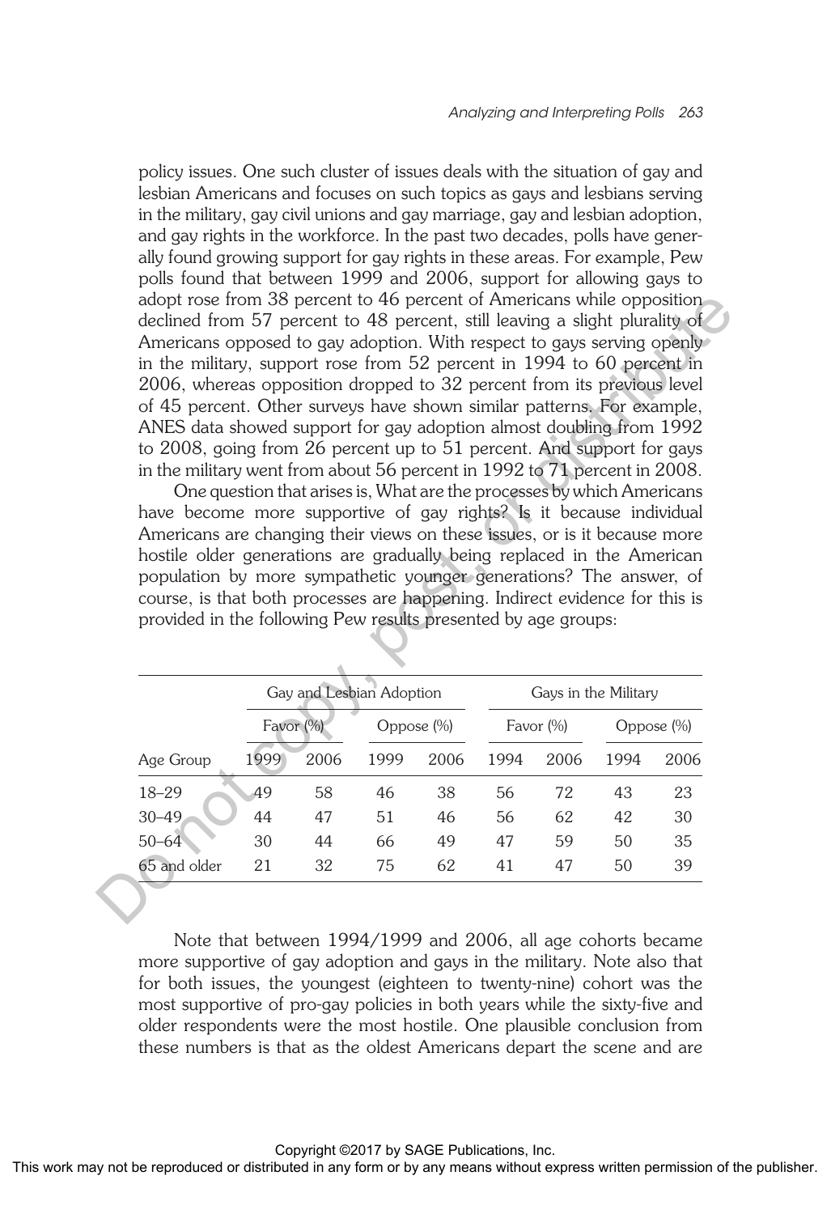policy issues. One such cluster of issues deals with the situation of gay and lesbian Americans and focuses on such topics as gays and lesbians serving in the military, gay civil unions and gay marriage, gay and lesbian adoption, and gay rights in the workforce. In the past two decades, polls have generally found growing support for gay rights in these areas. For example, Pew polls found that between 1999 and 2006, support for allowing gays to adopt rose from 38 percent to 46 percent of Americans while opposition declined from 57 percent to 48 percent, still leaving a slight plurality of Americans opposed to gay adoption. With respect to gays serving openly in the military, support rose from 52 percent in 1994 to 60 percent in 2006, whereas opposition dropped to 32 percent from its previous level of 45 percent. Other surveys have shown similar patterns. For example, ANES data showed support for gay adoption almost doubling from 1992 to 2008, going from 26 percent up to 51 percent. And support for gays in the military went from about 56 percent in 1992 to 71 percent in 2008.

One question that arises is, What are the processes by which Americans have become more supportive of gay rights? Is it because individual Americans are changing their views on these issues, or is it because more hostile older generations are gradually being replaced in the American population by more sympathetic younger generations? The answer, of course, is that both processes are happening. Indirect evidence for this is provided in the following Pew results presented by age groups:

| | Gay and Lesbian Adoption | | | | Gays in the Military | | | |
|---|---|---|---|---|---|---|---|---|
| | Favor (%) | | Oppose (%) | | Favor (%) | | Oppose (%) | |
| Age Group | 1999 | 2006 | 1999 | 2006 | 1994 | 2006 | 1994 | 2006 |
| 18–29 | 49 | 58 | 46 | 38 | 56 | 72 | 43 | 23 |
| 30–49 | 44 | 47 | 51 | 46 | 56 | 62 | 42 | 30 |
| 50–64 | 30 | 44 | 66 | 49 | 47 | 59 | 50 | 35 |
| 65 and older | 21 | 32 | 75 | 62 | 41 | 47 | 50 | 39 |

Note that between 1994/1999 and 2006, all age cohorts became more supportive of gay adoption and gays in the military. Note also that for both issues, the youngest (eighteen to twenty-nine) cohort was the most supportive of pro-gay policies in both years while the sixty-five and older respondents were the most hostile. One plausible conclusion from these numbers is that as the oldest Americans depart the scene and are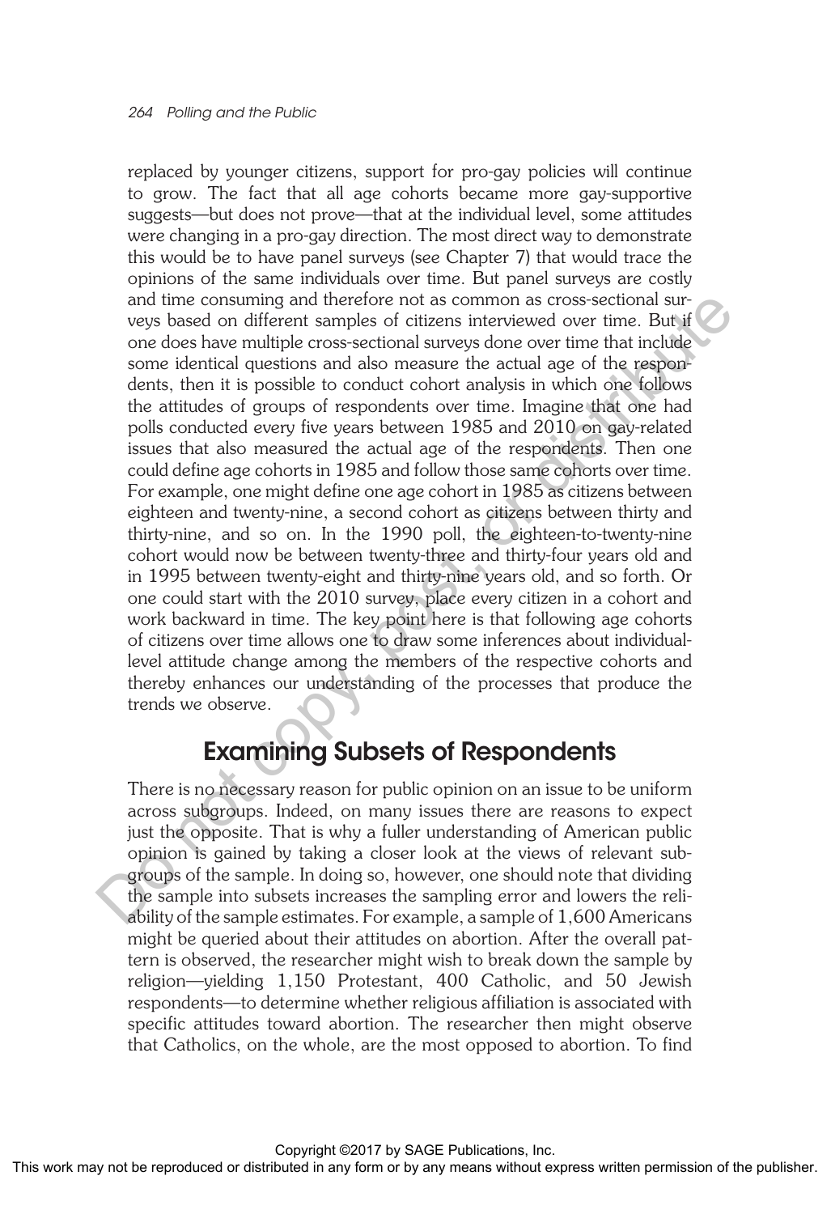replaced by younger citizens, support for pro-gay policies will continue to grow. The fact that all age cohorts became more gay-supportive suggests—but does not prove—that at the individual level, some attitudes were changing in a pro-gay direction. The most direct way to demonstrate this would be to have panel surveys (see Chapter 7) that would trace the opinions of the same individuals over time. But panel surveys are costly and time consuming and therefore not as common as cross-sectional surveys based on different samples of citizens interviewed over time. But if one does have multiple cross-sectional surveys done over time that include some identical questions and also measure the actual age of the respondents, then it is possible to conduct cohort analysis in which one follows the attitudes of groups of respondents over time. Imagine that one had polls conducted every five years between 1985 and 2010 on gay-related issues that also measured the actual age of the respondents. Then one could define age cohorts in 1985 and follow those same cohorts over time. For example, one might define one age cohort in 1985 as citizens between eighteen and twenty-nine, a second cohort as citizens between thirty and thirty-nine, and so on. In the 1990 poll, the eighteen-to-twenty-nine cohort would now be between twenty-three and thirty-four years old and in 1995 between twenty-eight and thirty-nine years old, and so forth. Or one could start with the 2010 survey, place every citizen in a cohort and work backward in time. The key point here is that following age cohorts of citizens over time allows one to draw some inferences about individual-level attitude change among the members of the respective cohorts and thereby enhances our understanding of the processes that produce the trends we observe.

## Examining Subsets of Respondents

There is no necessary reason for public opinion on an issue to be uniform across subgroups. Indeed, on many issues there are reasons to expect just the opposite. That is why a fuller understanding of American public opinion is gained by taking a closer look at the views of relevant subgroups of the sample. In doing so, however, one should note that dividing the sample into subsets increases the sampling error and lowers the reliability of the sample estimates. For example, a sample of 1,600 Americans might be queried about their attitudes on abortion. After the overall pattern is observed, the researcher might wish to break down the sample by religion—yielding 1,150 Protestant, 400 Catholic, and 50 Jewish respondents—to determine whether religious affiliation is associated with specific attitudes toward abortion. The researcher then might observe that Catholics, on the whole, are the most opposed to abortion. To find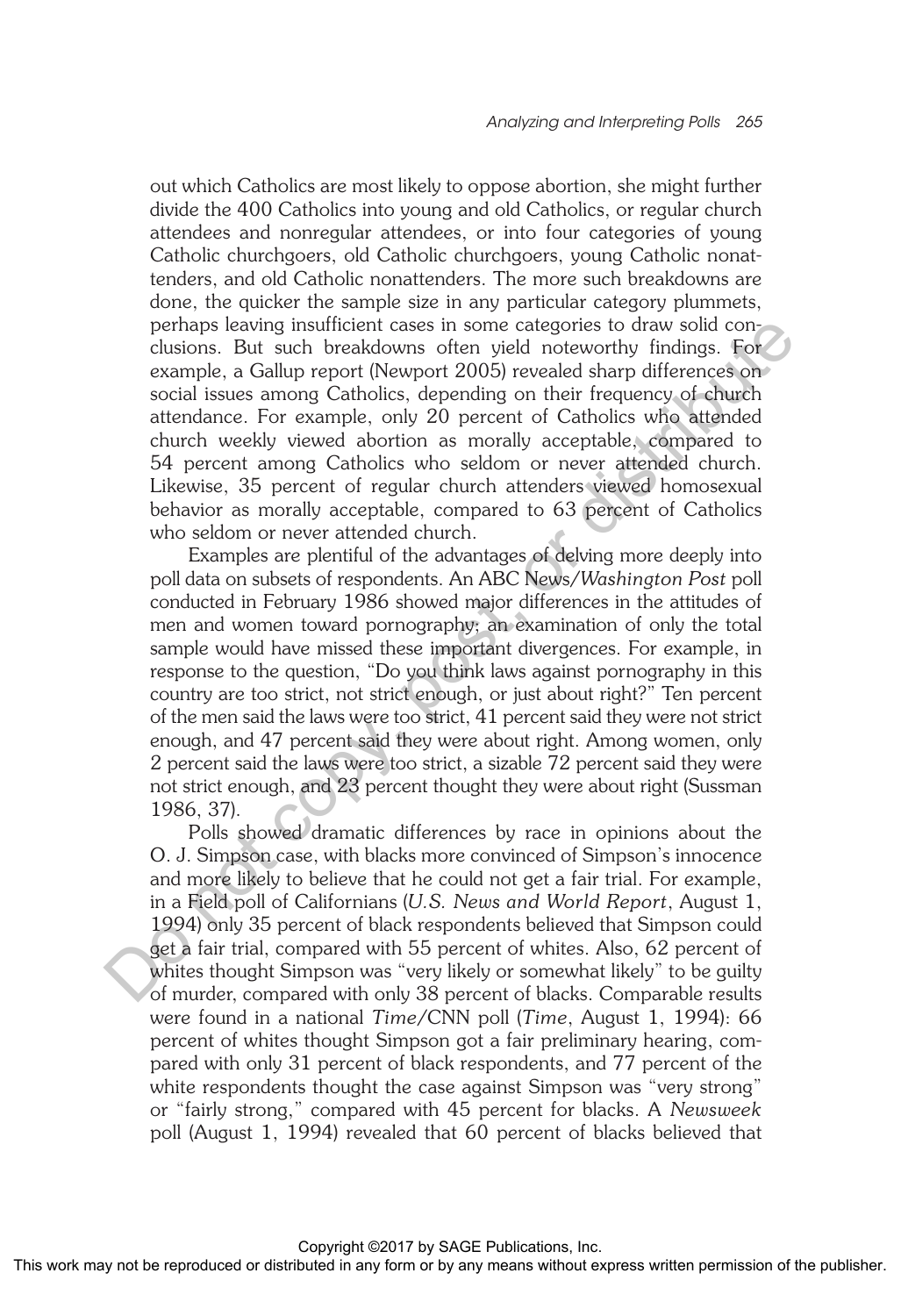out which Catholics are most likely to oppose abortion, she might further divide the 400 Catholics into young and old Catholics, or regular church attendees and nonregular attendees, or into four categories of young Catholic churchgoers, old Catholic churchgoers, young Catholic nonattenders, and old Catholic nonattenders. The more such breakdowns are done, the quicker the sample size in any particular category plummets, perhaps leaving insufficient cases in some categories to draw solid conclusions. But such breakdowns often yield noteworthy findings. For example, a Gallup report (Newport 2005) revealed sharp differences on social issues among Catholics, depending on their frequency of church attendance. For example, only 20 percent of Catholics who attended church weekly viewed abortion as morally acceptable, compared to 54 percent among Catholics who seldom or never attended church. Likewise, 35 percent of regular church attenders viewed homosexual behavior as morally acceptable, compared to 63 percent of Catholics who seldom or never attended church.

Examples are plentiful of the advantages of delving more deeply into poll data on subsets of respondents. An ABC News/*Washington Post* poll conducted in February 1986 showed major differences in the attitudes of men and women toward pornography; an examination of only the total sample would have missed these important divergences. For example, in response to the question, "Do you think laws against pornography in this country are too strict, not strict enough, or just about right?" Ten percent of the men said the laws were too strict, 41 percent said they were not strict enough, and 47 percent said they were about right. Among women, only 2 percent said the laws were too strict, a sizable 72 percent said they were not strict enough, and 23 percent thought they were about right (Sussman 1986, 37).

Polls showed dramatic differences by race in opinions about the O. J. Simpson case, with blacks more convinced of Simpson's innocence and more likely to believe that he could not get a fair trial. For example, in a Field poll of Californians (*U.S. News and World Report*, August 1, 1994) only 35 percent of black respondents believed that Simpson could get a fair trial, compared with 55 percent of whites. Also, 62 percent of whites thought Simpson was "very likely or somewhat likely" to be guilty of murder, compared with only 38 percent of blacks. Comparable results were found in a national *Time*/CNN poll (*Time*, August 1, 1994): 66 percent of whites thought Simpson got a fair preliminary hearing, compared with only 31 percent of black respondents, and 77 percent of the white respondents thought the case against Simpson was "very strong" or "fairly strong," compared with 45 percent for blacks. A *Newsweek* poll (August 1, 1994) revealed that 60 percent of blacks believed that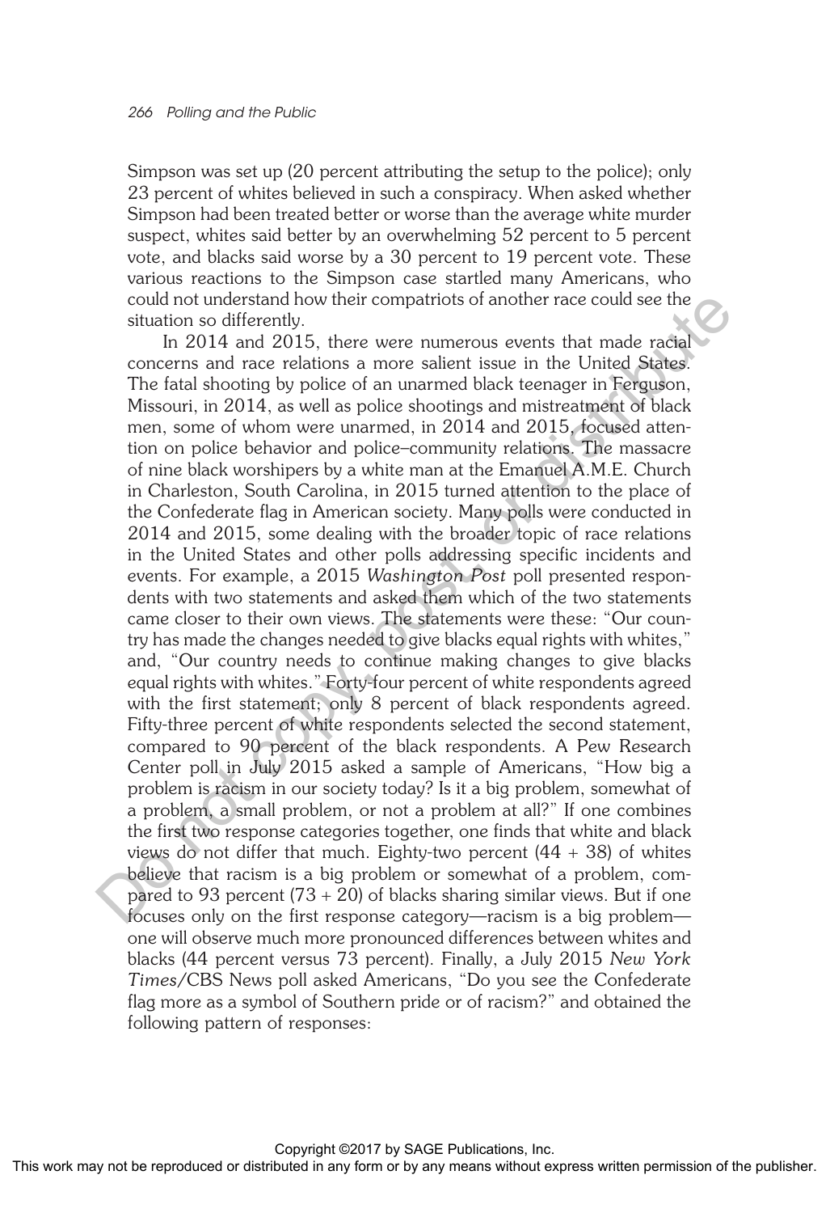Simpson was set up (20 percent attributing the setup to the police); only 23 percent of whites believed in such a conspiracy. When asked whether Simpson had been treated better or worse than the average white murder suspect, whites said better by an overwhelming 52 percent to 5 percent vote, and blacks said worse by a 30 percent to 19 percent vote. These various reactions to the Simpson case startled many Americans, who could not understand how their compatriots of another race could see the situation so differently.

In 2014 and 2015, there were numerous events that made racial concerns and race relations a more salient issue in the United States. The fatal shooting by police of an unarmed black teenager in Ferguson, Missouri, in 2014, as well as police shootings and mistreatment of black men, some of whom were unarmed, in 2014 and 2015, focused attention on police behavior and police–community relations. The massacre of nine black worshipers by a white man at the Emanuel A.M.E. Church in Charleston, South Carolina, in 2015 turned attention to the place of the Confederate flag in American society. Many polls were conducted in 2014 and 2015, some dealing with the broader topic of race relations in the United States and other polls addressing specific incidents and events. For example, a 2015 *Washington Post* poll presented respondents with two statements and asked them which of the two statements came closer to their own views. The statements were these: "Our country has made the changes needed to give blacks equal rights with whites," and, "Our country needs to continue making changes to give blacks equal rights with whites." Forty-four percent of white respondents agreed with the first statement; only 8 percent of black respondents agreed. Fifty-three percent of white respondents selected the second statement, compared to 90 percent of the black respondents. A Pew Research Center poll in July 2015 asked a sample of Americans, "How big a problem is racism in our society today? Is it a big problem, somewhat of a problem, a small problem, or not a problem at all?" If one combines the first two response categories together, one finds that white and black views do not differ that much. Eighty-two percent (44 + 38) of whites believe that racism is a big problem or somewhat of a problem, compared to 93 percent (73 + 20) of blacks sharing similar views. But if one focuses only on the first response category—racism is a big problem—one will observe much more pronounced differences between whites and blacks (44 percent versus 73 percent). Finally, a July 2015 *New York Times*/CBS News poll asked Americans, "Do you see the Confederate flag more as a symbol of Southern pride or of racism?" and obtained the following pattern of responses: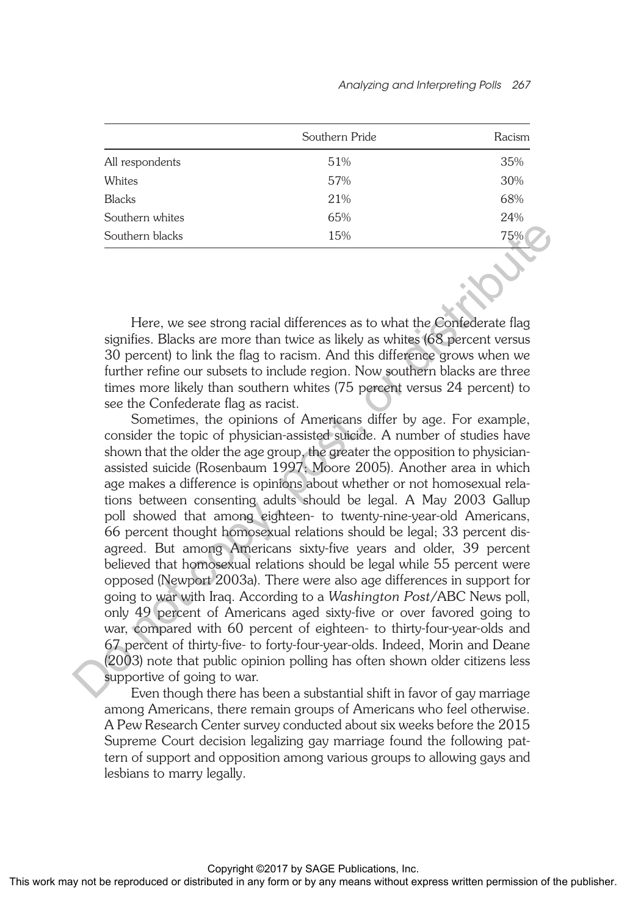| | Southern Pride | Racism |
|---|---|---|
| All respondents | 51% | 35% |
| Whites | 57% | 30% |
| Blacks | 21% | 68% |
| Southern whites | 65% | 24% |
| Southern blacks | 15% | 75% |

Here, we see strong racial differences as to what the Confederate flag signifies. Blacks are more than twice as likely as whites (68 percent versus 30 percent) to link the flag to racism. And this difference grows when we further refine our subsets to include region. Now southern blacks are three times more likely than southern whites (75 percent versus 24 percent) to see the Confederate flag as racist.

Sometimes, the opinions of Americans differ by age. For example, consider the topic of physician-assisted suicide. A number of studies have shown that the older the age group, the greater the opposition to physician-assisted suicide (Rosenbaum 1997; Moore 2005). Another area in which age makes a difference is opinions about whether or not homosexual relations between consenting adults should be legal. A May 2003 Gallup poll showed that among eighteen- to twenty-nine-year-old Americans, 66 percent thought homosexual relations should be legal; 33 percent disagreed. But among Americans sixty-five years and older, 39 percent believed that homosexual relations should be legal while 55 percent were opposed (Newport 2003a). There were also age differences in support for going to war with Iraq. According to a *Washington Post*/ABC News poll, only 49 percent of Americans aged sixty-five or over favored going to war, compared with 60 percent of eighteen- to thirty-four-year-olds and 67 percent of thirty-five- to forty-four-year-olds. Indeed, Morin and Deane (2003) note that public opinion polling has often shown older citizens less supportive of going to war.

Even though there has been a substantial shift in favor of gay marriage among Americans, there remain groups of Americans who feel otherwise. A Pew Research Center survey conducted about six weeks before the 2015 Supreme Court decision legalizing gay marriage found the following pattern of support and opposition among various groups to allowing gays and lesbians to marry legally.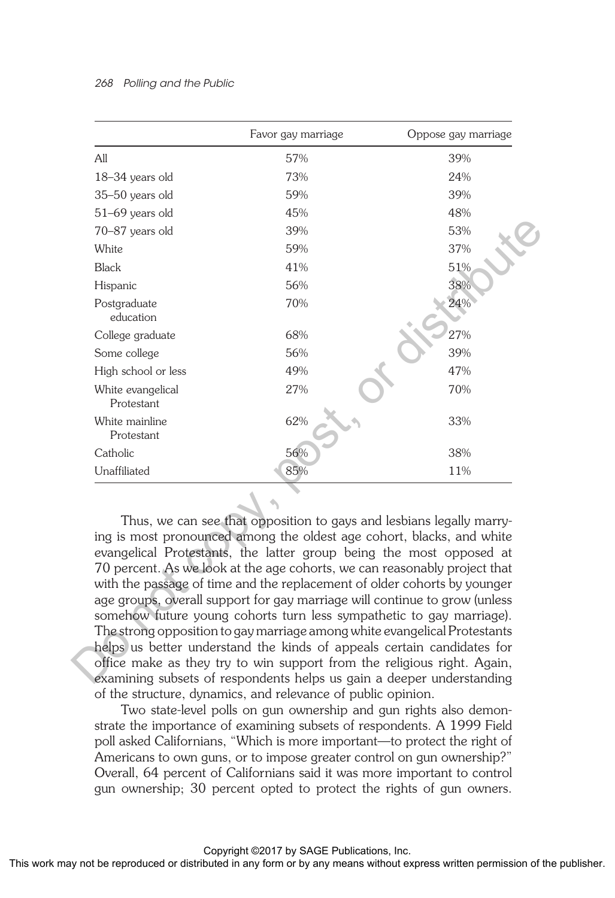| | Favor gay marriage | Oppose gay marriage |
|---|---|---|
| All | 57% | 39% |
| 18–34 years old | 73% | 24% |
| 35–50 years old | 59% | 39% |
| 51–69 years old | 45% | 48% |
| 70–87 years old | 39% | 53% |
| White | 59% | 37% |
| Black | 41% | 51% |
| Hispanic | 56% | 38% |
| Postgraduate education | 70% | 24% |
| College graduate | 68% | 27% |
| Some college | 56% | 39% |
| High school or less | 49% | 47% |
| White evangelical Protestant | 27% | 70% |
| White mainline Protestant | 62% | 33% |
| Catholic | 56% | 38% |
| Unaffiliated | 85% | 11% |

Thus, we can see that opposition to gays and lesbians legally marrying is most pronounced among the oldest age cohort, blacks, and white evangelical Protestants, the latter group being the most opposed at 70 percent. As we look at the age cohorts, we can reasonably project that with the passage of time and the replacement of older cohorts by younger age groups, overall support for gay marriage will continue to grow (unless somehow future young cohorts turn less sympathetic to gay marriage). The strong opposition to gay marriage among white evangelical Protestants helps us better understand the kinds of appeals certain candidates for office make as they try to win support from the religious right. Again, examining subsets of respondents helps us gain a deeper understanding of the structure, dynamics, and relevance of public opinion.

Two state-level polls on gun ownership and gun rights also demonstrate the importance of examining subsets of respondents. A 1999 Field poll asked Californians, "Which is more important—to protect the right of Americans to own guns, or to impose greater control on gun ownership?" Overall, 64 percent of Californians said it was more important to control gun ownership; 30 percent opted to protect the rights of gun owners.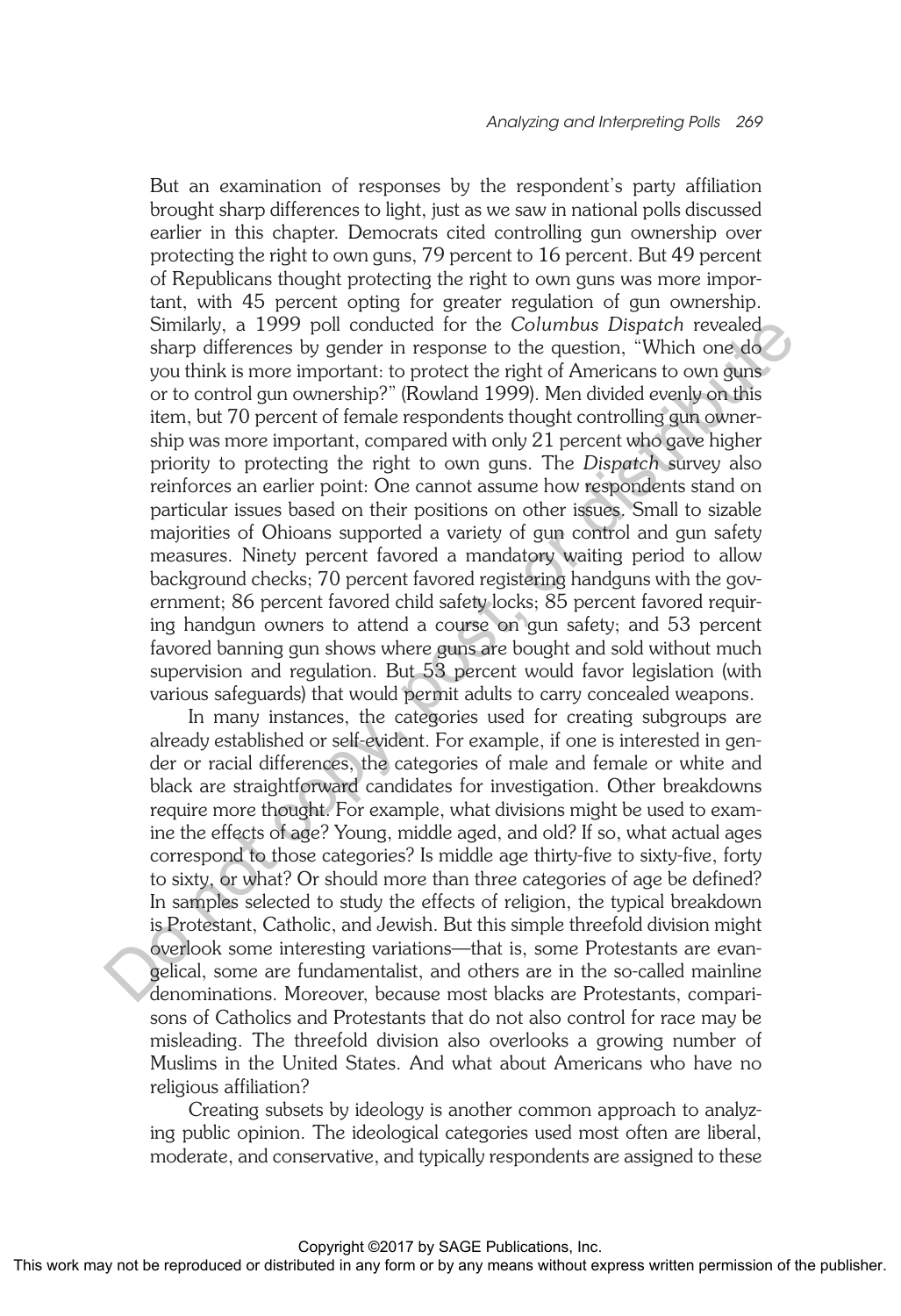But an examination of responses by the respondent's party affiliation brought sharp differences to light, just as we saw in national polls discussed earlier in this chapter. Democrats cited controlling gun ownership over protecting the right to own guns, 79 percent to 16 percent. But 49 percent of Republicans thought protecting the right to own guns was more important, with 45 percent opting for greater regulation of gun ownership. Similarly, a 1999 poll conducted for the *Columbus Dispatch* revealed sharp differences by gender in response to the question, "Which one do you think is more important: to protect the right of Americans to own guns or to control gun ownership?" (Rowland 1999). Men divided evenly on this item, but 70 percent of female respondents thought controlling gun ownership was more important, compared with only 21 percent who gave higher priority to protecting the right to own guns. The *Dispatch* survey also reinforces an earlier point: One cannot assume how respondents stand on particular issues based on their positions on other issues. Small to sizable majorities of Ohioans supported a variety of gun control and gun safety measures. Ninety percent favored a mandatory waiting period to allow background checks; 70 percent favored registering handguns with the government; 86 percent favored child safety locks; 85 percent favored requiring handgun owners to attend a course on gun safety; and 53 percent favored banning gun shows where guns are bought and sold without much supervision and regulation. But 53 percent would favor legislation (with various safeguards) that would permit adults to carry concealed weapons.

In many instances, the categories used for creating subgroups are already established or self-evident. For example, if one is interested in gender or racial differences, the categories of male and female or white and black are straightforward candidates for investigation. Other breakdowns require more thought. For example, what divisions might be used to examine the effects of age? Young, middle aged, and old? If so, what actual ages correspond to those categories? Is middle age thirty-five to sixty-five, forty to sixty, or what? Or should more than three categories of age be defined? In samples selected to study the effects of religion, the typical breakdown is Protestant, Catholic, and Jewish. But this simple threefold division might overlook some interesting variations—that is, some Protestants are evangelical, some are fundamentalist, and others are in the so-called mainline denominations. Moreover, because most blacks are Protestants, comparisons of Catholics and Protestants that do not also control for race may be misleading. The threefold division also overlooks a growing number of Muslims in the United States. And what about Americans who have no religious affiliation?

Creating subsets by ideology is another common approach to analyzing public opinion. The ideological categories used most often are liberal, moderate, and conservative, and typically respondents are assigned to these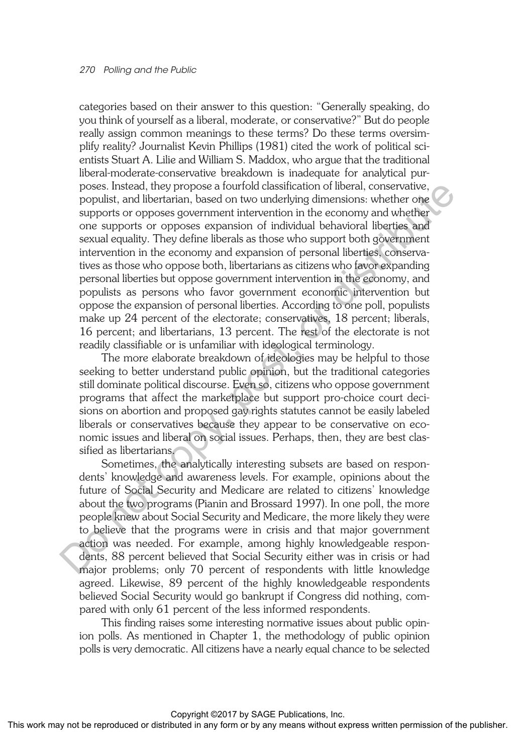categories based on their answer to this question: "Generally speaking, do you think of yourself as a liberal, moderate, or conservative?" But do people really assign common meanings to these terms? Do these terms oversimplify reality? Journalist Kevin Phillips (1981) cited the work of political scientists Stuart A. Lilie and William S. Maddox, who argue that the traditional liberal-moderate-conservative breakdown is inadequate for analytical purposes. Instead, they propose a fourfold classification of liberal, conservative, populist, and libertarian, based on two underlying dimensions: whether one supports or opposes government intervention in the economy and whether one supports or opposes expansion of individual behavioral liberties and sexual equality. They define liberals as those who support both government intervention in the economy and expansion of personal liberties, conservatives as those who oppose both, libertarians as citizens who favor expanding personal liberties but oppose government intervention in the economy, and populists as persons who favor government economic intervention but oppose the expansion of personal liberties. According to one poll, populists make up 24 percent of the electorate; conservatives, 18 percent; liberals, 16 percent; and libertarians, 13 percent. The rest of the electorate is not readily classifiable or is unfamiliar with ideological terminology.

The more elaborate breakdown of ideologies may be helpful to those seeking to better understand public opinion, but the traditional categories still dominate political discourse. Even so, citizens who oppose government programs that affect the marketplace but support pro-choice court decisions on abortion and proposed gay rights statutes cannot be easily labeled liberals or conservatives because they appear to be conservative on economic issues and liberal on social issues. Perhaps, then, they are best classified as libertarians.

Sometimes, the analytically interesting subsets are based on respondents' knowledge and awareness levels. For example, opinions about the future of Social Security and Medicare are related to citizens' knowledge about the two programs (Pianin and Brossard 1997). In one poll, the more people knew about Social Security and Medicare, the more likely they were to believe that the programs were in crisis and that major government action was needed. For example, among highly knowledgeable respondents, 88 percent believed that Social Security either was in crisis or had major problems; only 70 percent of respondents with little knowledge agreed. Likewise, 89 percent of the highly knowledgeable respondents believed Social Security would go bankrupt if Congress did nothing, compared with only 61 percent of the less informed respondents.

This finding raises some interesting normative issues about public opinion polls. As mentioned in Chapter 1, the methodology of public opinion polls is very democratic. All citizens have a nearly equal chance to be selected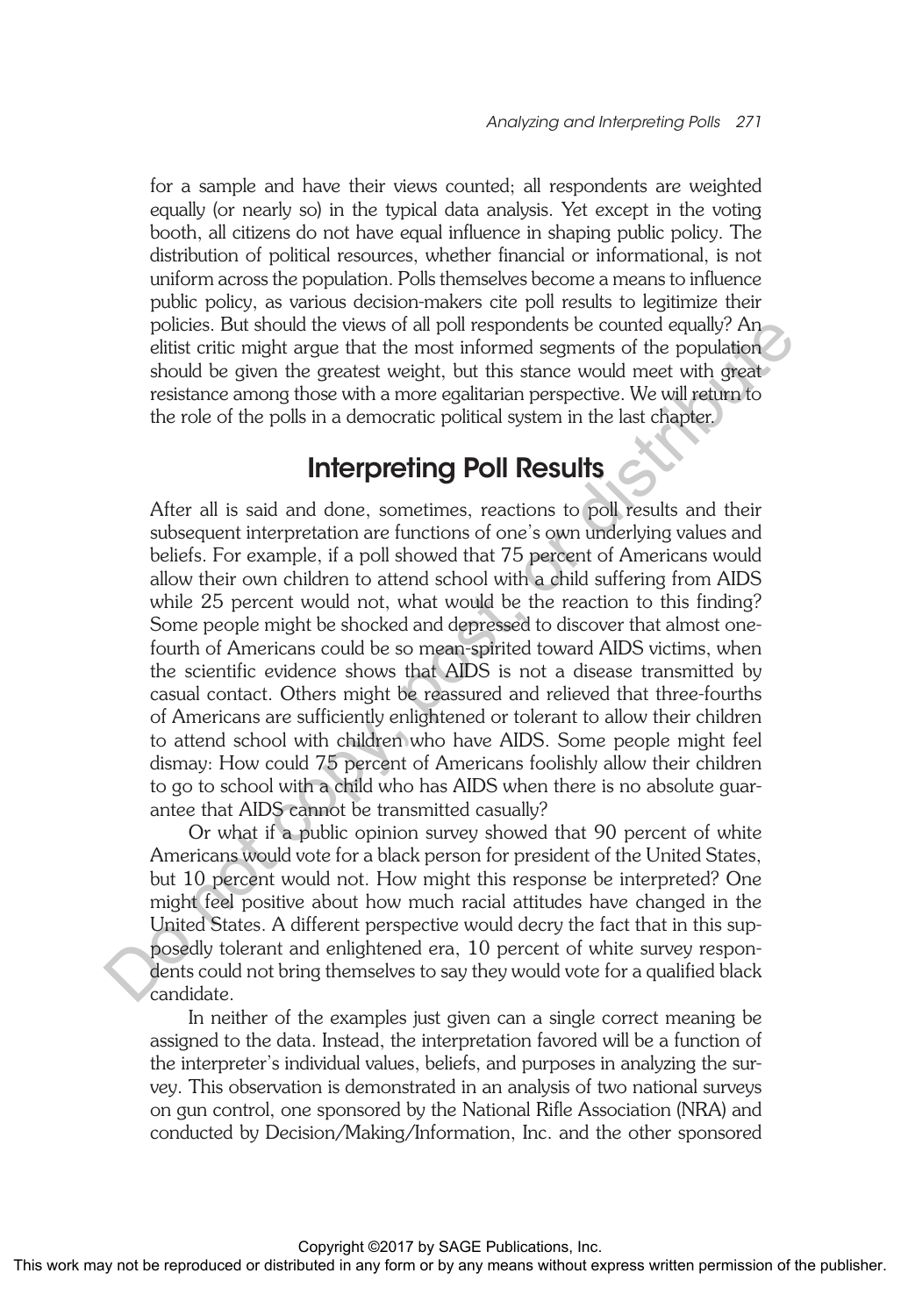for a sample and have their views counted; all respondents are weighted equally (or nearly so) in the typical data analysis. Yet except in the voting booth, all citizens do not have equal influence in shaping public policy. The distribution of political resources, whether financial or informational, is not uniform across the population. Polls themselves become a means to influence public policy, as various decision-makers cite poll results to legitimize their policies. But should the views of all poll respondents be counted equally? An elitist critic might argue that the most informed segments of the population should be given the greatest weight, but this stance would meet with great resistance among those with a more egalitarian perspective. We will return to the role of the polls in a democratic political system in the last chapter.

## Interpreting Poll Results

After all is said and done, sometimes, reactions to poll results and their subsequent interpretation are functions of one's own underlying values and beliefs. For example, if a poll showed that 75 percent of Americans would allow their own children to attend school with a child suffering from AIDS while 25 percent would not, what would be the reaction to this finding? Some people might be shocked and depressed to discover that almost one-fourth of Americans could be so mean-spirited toward AIDS victims, when the scientific evidence shows that AIDS is not a disease transmitted by casual contact. Others might be reassured and relieved that three-fourths of Americans are sufficiently enlightened or tolerant to allow their children to attend school with children who have AIDS. Some people might feel dismay: How could 75 percent of Americans foolishly allow their children to go to school with a child who has AIDS when there is no absolute guarantee that AIDS cannot be transmitted casually?

Or what if a public opinion survey showed that 90 percent of white Americans would vote for a black person for president of the United States, but 10 percent would not. How might this response be interpreted? One might feel positive about how much racial attitudes have changed in the United States. A different perspective would decry the fact that in this supposedly tolerant and enlightened era, 10 percent of white survey respondents could not bring themselves to say they would vote for a qualified black candidate.

In neither of the examples just given can a single correct meaning be assigned to the data. Instead, the interpretation favored will be a function of the interpreter's individual values, beliefs, and purposes in analyzing the survey. This observation is demonstrated in an analysis of two national surveys on gun control, one sponsored by the National Rifle Association (NRA) and conducted by Decision/Making/Information, Inc. and the other sponsored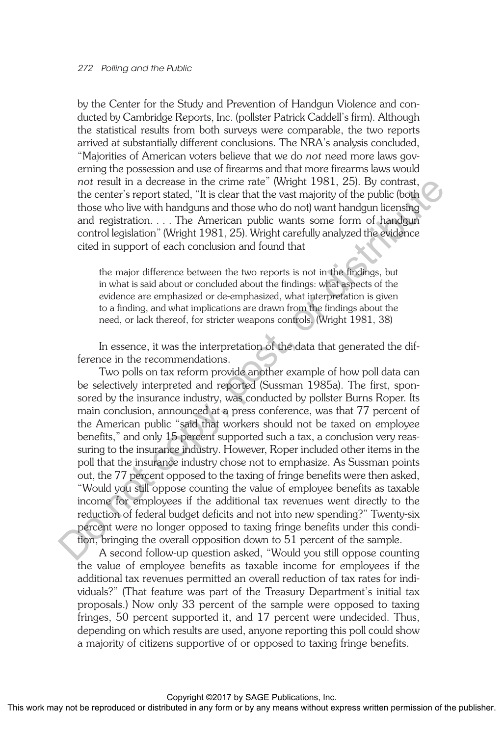by the Center for the Study and Prevention of Handgun Violence and conducted by Cambridge Reports, Inc. (pollster Patrick Caddell's firm). Although the statistical results from both surveys were comparable, the two reports arrived at substantially different conclusions. The NRA's analysis concluded, "Majorities of American voters believe that we do *not* need more laws governing the possession and use of firearms and that more firearms laws would *not* result in a decrease in the crime rate" (Wright 1981, 25). By contrast, the center's report stated, "It is clear that the vast majority of the public (both those who live with handguns and those who do not) want handgun licensing and registration. . . . The American public wants some form of handgun control legislation" (Wright 1981, 25). Wright carefully analyzed the evidence cited in support of each conclusion and found that

> the major difference between the two reports is not in the findings, but in what is said about or concluded about the findings: what aspects of the evidence are emphasized or de-emphasized, what interpretation is given to a finding, and what implications are drawn from the findings about the need, or lack thereof, for stricter weapons controls. (Wright 1981, 38)

In essence, it was the interpretation of the data that generated the difference in the recommendations.

Two polls on tax reform provide another example of how poll data can be selectively interpreted and reported (Sussman 1985a). The first, sponsored by the insurance industry, was conducted by pollster Burns Roper. Its main conclusion, announced at a press conference, was that 77 percent of the American public "said that workers should not be taxed on employee benefits," and only 15 percent supported such a tax, a conclusion very reassuring to the insurance industry. However, Roper included other items in the poll that the insurance industry chose not to emphasize. As Sussman points out, the 77 percent opposed to the taxing of fringe benefits were then asked, "Would you still oppose counting the value of employee benefits as taxable income for employees if the additional tax revenues went directly to the reduction of federal budget deficits and not into new spending?" Twenty-six percent were no longer opposed to taxing fringe benefits under this condition, bringing the overall opposition down to 51 percent of the sample.

A second follow-up question asked, "Would you still oppose counting the value of employee benefits as taxable income for employees if the additional tax revenues permitted an overall reduction of tax rates for individuals?" (That feature was part of the Treasury Department's initial tax proposals.) Now only 33 percent of the sample were opposed to taxing fringes, 50 percent supported it, and 17 percent were undecided. Thus, depending on which results are used, anyone reporting this poll could show a majority of citizens supportive of or opposed to taxing fringe benefits.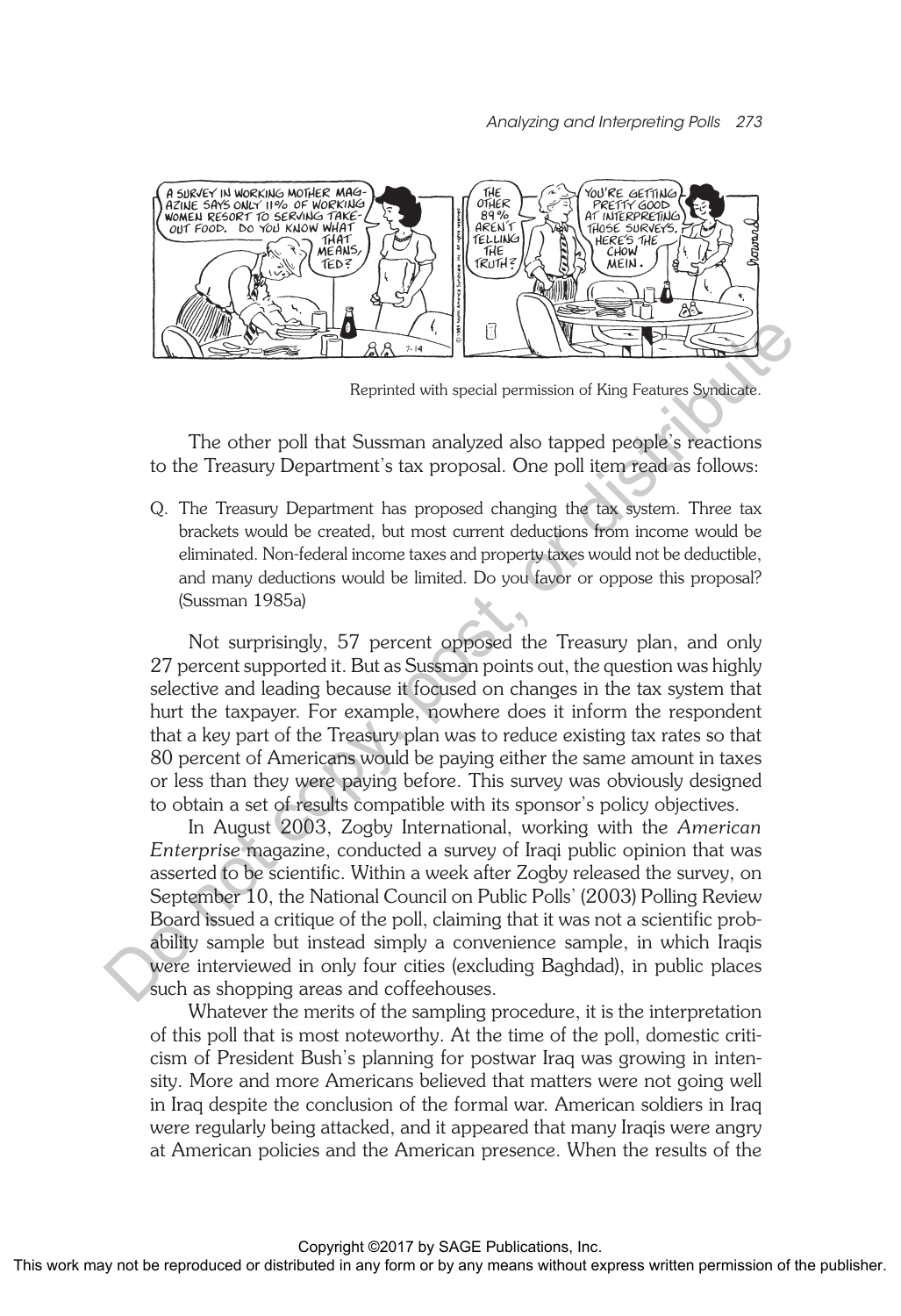Reprinted with special permission of King Features Syndicate.

The other poll that Sussman analyzed also tapped people's reactions to the Treasury Department's tax proposal. One poll item read as follows:

Q. The Treasury Department has proposed changing the tax system. Three tax brackets would be created, but most current deductions from income would be eliminated. Non-federal income taxes and property taxes would not be deductible, and many deductions would be limited. Do you favor or oppose this proposal? (Sussman 1985a)

Not surprisingly, 57 percent opposed the Treasury plan, and only 27 percent supported it. But as Sussman points out, the question was highly selective and leading because it focused on changes in the tax system that hurt the taxpayer. For example, nowhere does it inform the respondent that a key part of the Treasury plan was to reduce existing tax rates so that 80 percent of Americans would be paying either the same amount in taxes or less than they were paying before. This survey was obviously designed to obtain a set of results compatible with its sponsor's policy objectives.

In August 2003, Zogby International, working with the *American Enterprise* magazine, conducted a survey of Iraqi public opinion that was asserted to be scientific. Within a week after Zogby released the survey, on September 10, the National Council on Public Polls' (2003) Polling Review Board issued a critique of the poll, claiming that it was not a scientific probability sample but instead simply a convenience sample, in which Iraqis were interviewed in only four cities (excluding Baghdad), in public places such as shopping areas and coffeehouses.

Whatever the merits of the sampling procedure, it is the interpretation of this poll that is most noteworthy. At the time of the poll, domestic criticism of President Bush's planning for postwar Iraq was growing in intensity. More and more Americans believed that matters were not going well in Iraq despite the conclusion of the formal war. American soldiers in Iraq were regularly being attacked, and it appeared that many Iraqis were angry at American policies and the American presence. When the results of the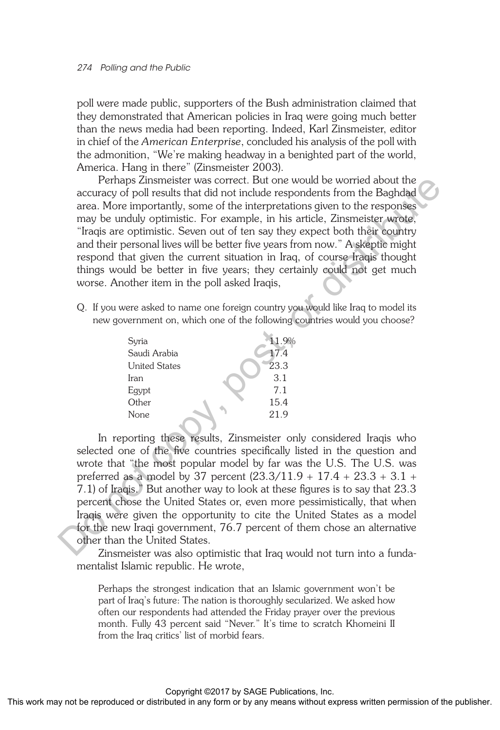poll were made public, supporters of the Bush administration claimed that they demonstrated that American policies in Iraq were going much better than the news media had been reporting. Indeed, Karl Zinsmeister, editor in chief of the *American Enterprise*, concluded his analysis of the poll with the admonition, "We're making headway in a benighted part of the world, America. Hang in there" (Zinsmeister 2003).

Perhaps Zinsmeister was correct. But one would be worried about the accuracy of poll results that did not include respondents from the Baghdad area. More importantly, some of the interpretations given to the responses may be unduly optimistic. For example, in his article, Zinsmeister wrote, "Iraqis are optimistic. Seven out of ten say they expect both their country and their personal lives will be better five years from now." A skeptic might respond that given the current situation in Iraq, of course Iraqis thought things would be better in five years; they certainly could not get much worse. Another item in the poll asked Iraqis,

Q. If you were asked to name one foreign country you would like Iraq to model its new government on, which one of the following countries would you choose?

| | |
|---|---|
| Syria | 11.9% |
| Saudi Arabia | 17.4 |
| United States | 23.3 |
| Iran | 3.1 |
| Egypt | 7.1 |
| Other | 15.4 |
| None | 21.9 |

In reporting these results, Zinsmeister only considered Iraqis who selected one of the five countries specifically listed in the question and wrote that "the most popular model by far was the U.S. The U.S. was preferred as a model by 37 percent (23.3/11.9 + 17.4 + 23.3 + 3.1 + 7.1) of Iraqis." But another way to look at these figures is to say that 23.3 percent chose the United States or, even more pessimistically, that when Iraqis were given the opportunity to cite the United States as a model for the new Iraqi government, 76.7 percent of them chose an alternative other than the United States.

Zinsmeister was also optimistic that Iraq would not turn into a fundamentalist Islamic republic. He wrote,

> Perhaps the strongest indication that an Islamic government won't be part of Iraq's future: The nation is thoroughly secularized. We asked how often our respondents had attended the Friday prayer over the previous month. Fully 43 percent said "Never." It's time to scratch Khomeini II from the Iraq critics' list of morbid fears.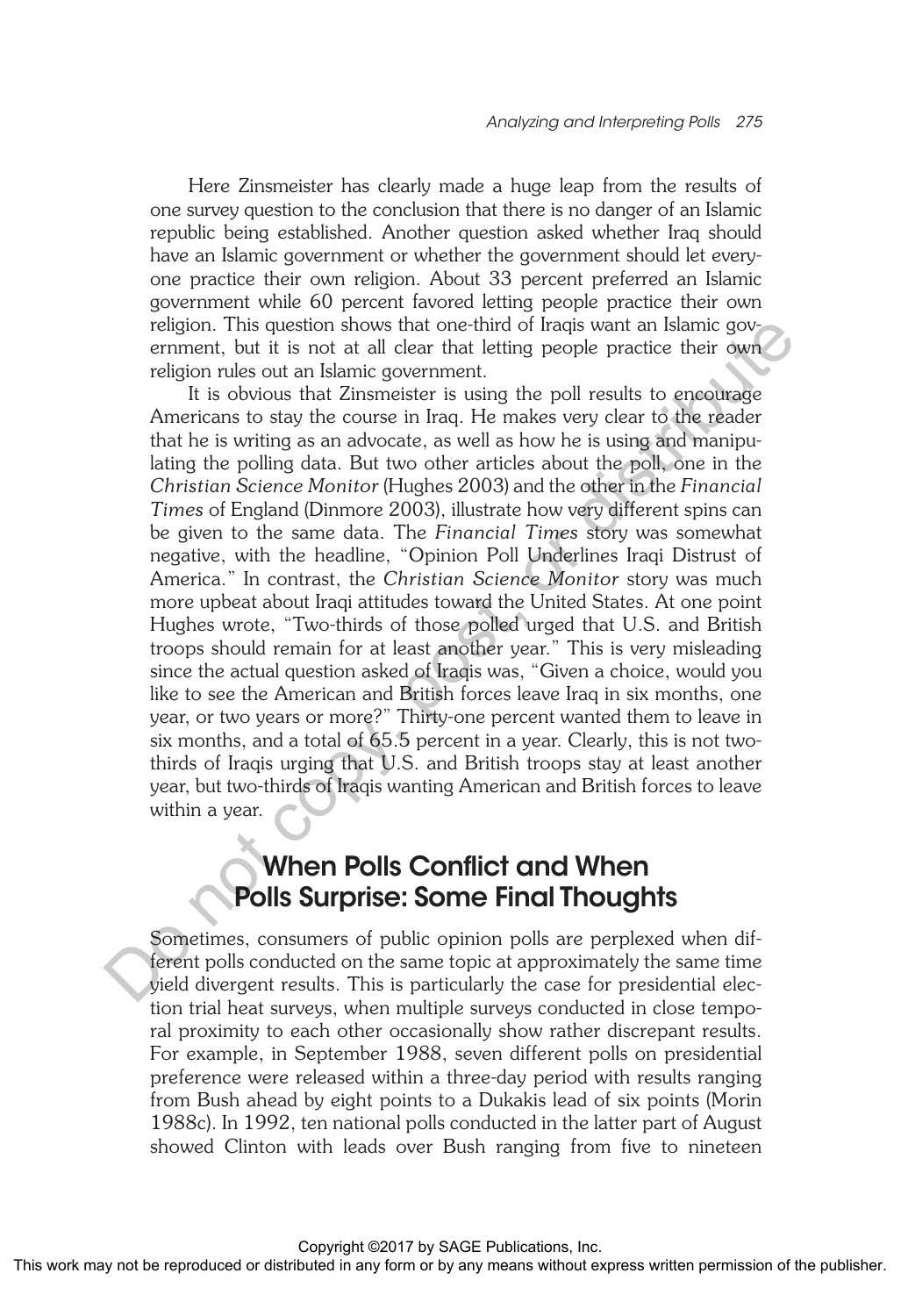Here Zinsmeister has clearly made a huge leap from the results of one survey question to the conclusion that there is no danger of an Islamic republic being established. Another question asked whether Iraq should have an Islamic government or whether the government should let everyone practice their own religion. About 33 percent preferred an Islamic government while 60 percent favored letting people practice their own religion. This question shows that one-third of Iraqis want an Islamic government, but it is not at all clear that letting people practice their own religion rules out an Islamic government.

It is obvious that Zinsmeister is using the poll results to encourage Americans to stay the course in Iraq. He makes very clear to the reader that he is writing as an advocate, as well as how he is using and manipulating the polling data. But two other articles about the poll, one in the *Christian Science Monitor* (Hughes 2003) and the other in the *Financial Times* of England (Dinmore 2003), illustrate how very different spins can be given to the same data. The *Financial Times* story was somewhat negative, with the headline, "Opinion Poll Underlines Iraqi Distrust of America." In contrast, the *Christian Science Monitor* story was much more upbeat about Iraqi attitudes toward the United States. At one point Hughes wrote, "Two-thirds of those polled urged that U.S. and British troops should remain for at least another year." This is very misleading since the actual question asked of Iraqis was, "Given a choice, would you like to see the American and British forces leave Iraq in six months, one year, or two years or more?" Thirty-one percent wanted them to leave in six months, and a total of 65.5 percent in a year. Clearly, this is not two-thirds of Iraqis urging that U.S. and British troops stay at least another year, but two-thirds of Iraqis wanting American and British forces to leave within a year.

## When Polls Conflict and When Polls Surprise: Some Final Thoughts

Sometimes, consumers of public opinion polls are perplexed when different polls conducted on the same topic at approximately the same time yield divergent results. This is particularly the case for presidential election trial heat surveys, when multiple surveys conducted in close temporal proximity to each other occasionally show rather discrepant results. For example, in September 1988, seven different polls on presidential preference were released within a three-day period with results ranging from Bush ahead by eight points to a Dukakis lead of six points (Morin 1988c). In 1992, ten national polls conducted in the latter part of August showed Clinton with leads over Bush ranging from five to nineteen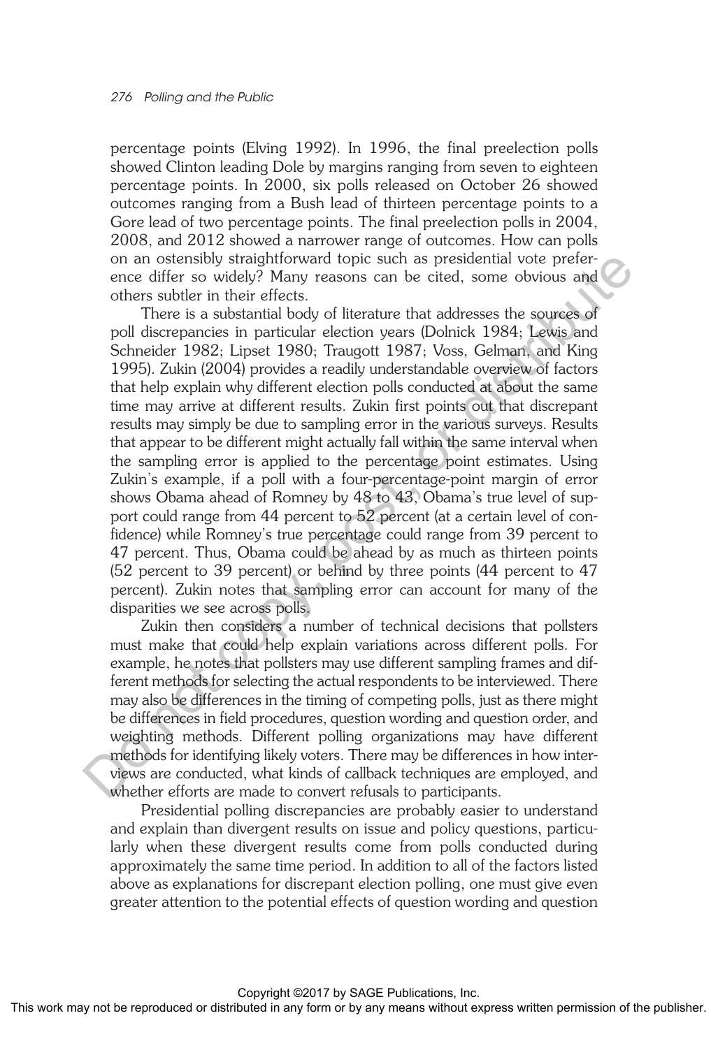percentage points (Elving 1992). In 1996, the final preelection polls showed Clinton leading Dole by margins ranging from seven to eighteen percentage points. In 2000, six polls released on October 26 showed outcomes ranging from a Bush lead of thirteen percentage points to a Gore lead of two percentage points. The final preelection polls in 2004, 2008, and 2012 showed a narrower range of outcomes. How can polls on an ostensibly straightforward topic such as presidential vote preference differ so widely? Many reasons can be cited, some obvious and others subtler in their effects.

There is a substantial body of literature that addresses the sources of poll discrepancies in particular election years (Dolnick 1984; Lewis and Schneider 1982; Lipset 1980; Traugott 1987; Voss, Gelman, and King 1995). Zukin (2004) provides a readily understandable overview of factors that help explain why different election polls conducted at about the same time may arrive at different results. Zukin first points out that discrepant results may simply be due to sampling error in the various surveys. Results that appear to be different might actually fall within the same interval when the sampling error is applied to the percentage point estimates. Using Zukin's example, if a poll with a four-percentage-point margin of error shows Obama ahead of Romney by 48 to 43, Obama's true level of support could range from 44 percent to 52 percent (at a certain level of confidence) while Romney's true percentage could range from 39 percent to 47 percent. Thus, Obama could be ahead by as much as thirteen points (52 percent to 39 percent) or behind by three points (44 percent to 47 percent). Zukin notes that sampling error can account for many of the disparities we see across polls.

Zukin then considers a number of technical decisions that pollsters must make that could help explain variations across different polls. For example, he notes that pollsters may use different sampling frames and different methods for selecting the actual respondents to be interviewed. There may also be differences in the timing of competing polls, just as there might be differences in field procedures, question wording and question order, and weighting methods. Different polling organizations may have different methods for identifying likely voters. There may be differences in how interviews are conducted, what kinds of callback techniques are employed, and whether efforts are made to convert refusals to participants.

Presidential polling discrepancies are probably easier to understand and explain than divergent results on issue and policy questions, particularly when these divergent results come from polls conducted during approximately the same time period. In addition to all of the factors listed above as explanations for discrepant election polling, one must give even greater attention to the potential effects of question wording and question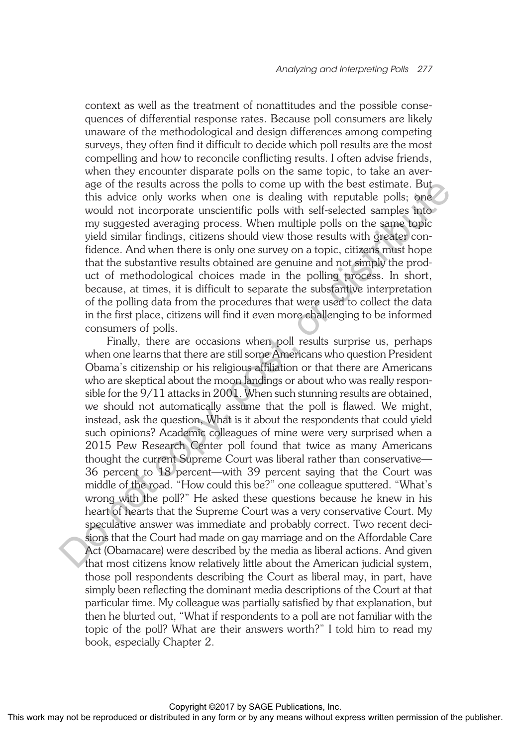context as well as the treatment of nonattitudes and the possible consequences of differential response rates. Because poll consumers are likely unaware of the methodological and design differences among competing surveys, they often find it difficult to decide which poll results are the most compelling and how to reconcile conflicting results. I often advise friends, when they encounter disparate polls on the same topic, to take an average of the results across the polls to come up with the best estimate. But this advice only works when one is dealing with reputable polls; one would not incorporate unscientific polls with self-selected samples into my suggested averaging process. When multiple polls on the same topic yield similar findings, citizens should view those results with greater confidence. And when there is only one survey on a topic, citizens must hope that the substantive results obtained are genuine and not simply the product of methodological choices made in the polling process. In short, because, at times, it is difficult to separate the substantive interpretation of the polling data from the procedures that were used to collect the data in the first place, citizens will find it even more challenging to be informed consumers of polls.

Finally, there are occasions when poll results surprise us, perhaps when one learns that there are still some Americans who question President Obama's citizenship or his religious affiliation or that there are Americans who are skeptical about the moon landings or about who was really responsible for the 9/11 attacks in 2001. When such stunning results are obtained, we should not automatically assume that the poll is flawed. We might, instead, ask the question, What is it about the respondents that could yield such opinions? Academic colleagues of mine were very surprised when a 2015 Pew Research Center poll found that twice as many Americans thought the current Supreme Court was liberal rather than conservative—36 percent to 18 percent—with 39 percent saying that the Court was middle of the road. "How could this be?" one colleague sputtered. "What's wrong with the poll?" He asked these questions because he knew in his heart of hearts that the Supreme Court was a very conservative Court. My speculative answer was immediate and probably correct. Two recent decisions that the Court had made on gay marriage and on the Affordable Care Act (Obamacare) were described by the media as liberal actions. And given that most citizens know relatively little about the American judicial system, those poll respondents describing the Court as liberal may, in part, have simply been reflecting the dominant media descriptions of the Court at that particular time. My colleague was partially satisfied by that explanation, but then he blurted out, "What if respondents to a poll are not familiar with the topic of the poll? What are their answers worth?" I told him to read my book, especially Chapter 2.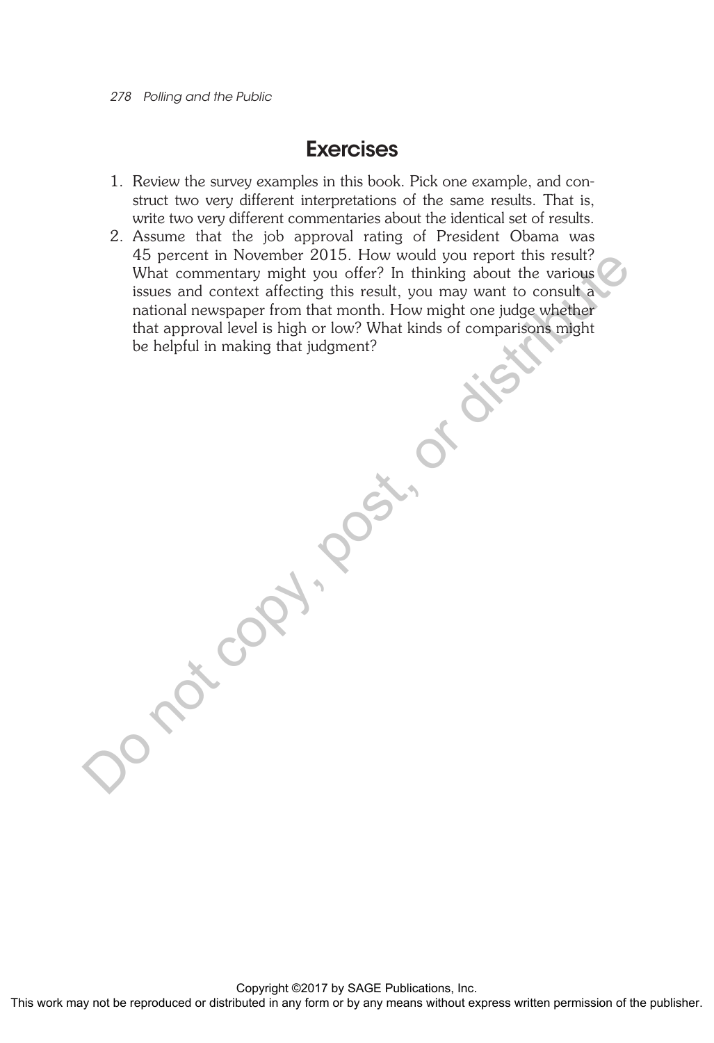## Exercises

1. Review the survey examples in this book. Pick one example, and construct two very different interpretations of the same results. That is, write two very different commentaries about the identical set of results.
2. Assume that the job approval rating of President Obama was 45 percent in November 2015. How would you report this result? What commentary might you offer? In thinking about the various issues and context affecting this result, you may want to consult a national newspaper from that month. How might one judge whether that approval level is high or low? What kinds of comparisons might be helpful in making that judgment?